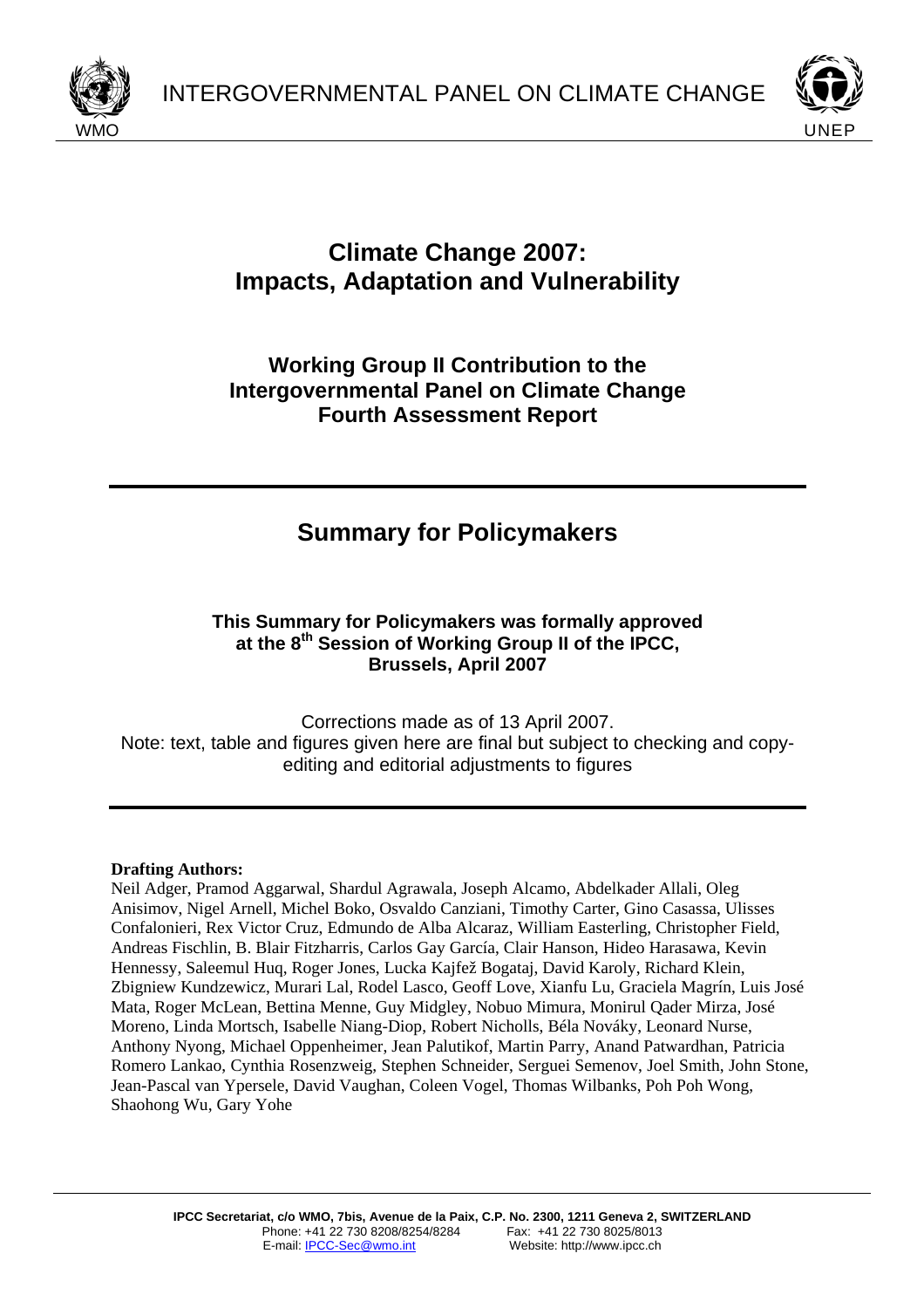WMO INTERGOVERNMENTAL PANEL ON CLIMATE CHANGE UNEP

# Climate Change 2007: Impacts, Adaptation and Vulnerability

## Working Group II Contribution to the Intergovernmental Panel on Climate Change Fourth Assessment Report

# Summary for Policymakers

**This Summary for Policymakers was formally approved at the 8th Session of Working Group II of the IPCC, Brussels, April 2007**

Corrections made as of 13 April 2007.
Note: text, table and figures given here are final but subject to checking and copy-editing and editorial adjustments to figures

**Drafting Authors:**
Neil Adger, Pramod Aggarwal, Shardul Agrawala, Joseph Alcamo, Abdelkader Allali, Oleg Anisimov, Nigel Arnell, Michel Boko, Osvaldo Canziani, Timothy Carter, Gino Casassa, Ulisses Confalonieri, Rex Victor Cruz, Edmundo de Alba Alcaraz, William Easterling, Christopher Field, Andreas Fischlin, B. Blair Fitzharris, Carlos Gay García, Clair Hanson, Hideo Harasawa, Kevin Hennessy, Saleemul Huq, Roger Jones, Lucka Kajfež Bogataj, David Karoly, Richard Klein, Zbigniew Kundzewicz, Murari Lal, Rodel Lasco, Geoff Love, Xianfu Lu, Graciela Magrín, Luis José Mata, Roger McLean, Bettina Menne, Guy Midgley, Nobuo Mimura, Monirul Qader Mirza, José Moreno, Linda Mortsch, Isabelle Niang-Diop, Robert Nicholls, Béla Nováky, Leonard Nurse, Anthony Nyong, Michael Oppenheimer, Jean Palutikof, Martin Parry, Anand Patwardhan, Patricia Romero Lankao, Cynthia Rosenzweig, Stephen Schneider, Serguei Semenov, Joel Smith, John Stone, Jean-Pascal van Ypersele, David Vaughan, Coleen Vogel, Thomas Wilbanks, Poh Poh Wong, Shaohong Wu, Gary Yohe

**IPCC Secretariat, c/o WMO, 7bis, Avenue de la Paix, C.P. No. 2300, 1211 Geneva 2, SWITZERLAND**
Phone: +41 22 730 8208/8254/8284 Fax: +41 22 730 8025/8013
E-mail: IPCC-Sec@wmo.int Website: http://www.ipcc.ch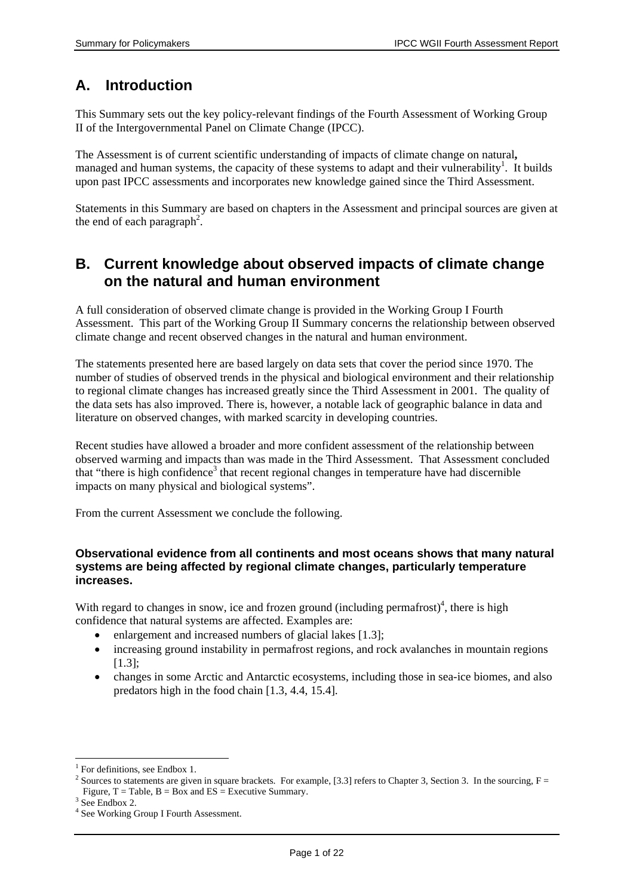## A. Introduction

This Summary sets out the key policy-relevant findings of the Fourth Assessment of Working Group II of the Intergovernmental Panel on Climate Change (IPCC).

The Assessment is of current scientific understanding of impacts of climate change on natural**,** managed and human systems, the capacity of these systems to adapt and their vulnerability[1]. It builds upon past IPCC assessments and incorporates new knowledge gained since the Third Assessment.

Statements in this Summary are based on chapters in the Assessment and principal sources are given at the end of each paragraph[2].

## B. Current knowledge about observed impacts of climate change on the natural and human environment

A full consideration of observed climate change is provided in the Working Group I Fourth Assessment. This part of the Working Group II Summary concerns the relationship between observed climate change and recent observed changes in the natural and human environment.

The statements presented here are based largely on data sets that cover the period since 1970. The number of studies of observed trends in the physical and biological environment and their relationship to regional climate changes has increased greatly since the Third Assessment in 2001. The quality of the data sets has also improved. There is, however, a notable lack of geographic balance in data and literature on observed changes, with marked scarcity in developing countries.

Recent studies have allowed a broader and more confident assessment of the relationship between observed warming and impacts than was made in the Third Assessment. That Assessment concluded that "there is high confidence[3] that recent regional changes in temperature have had discernible impacts on many physical and biological systems".

From the current Assessment we conclude the following.

**Observational evidence from all continents and most oceans shows that many natural systems are being affected by regional climate changes, particularly temperature increases.**

With regard to changes in snow, ice and frozen ground (including permafrost)[4], there is high confidence that natural systems are affected. Examples are:

- enlargement and increased numbers of glacial lakes [1.3];
- increasing ground instability in permafrost regions, and rock avalanches in mountain regions [1.3];
- changes in some Arctic and Antarctic ecosystems, including those in sea-ice biomes, and also predators high in the food chain [1.3, 4.4, 15.4].

---

[1] For definitions, see Endbox 1.

[2] Sources to statements are given in square brackets. For example, [3.3] refers to Chapter 3, Section 3. In the sourcing, F = Figure, T = Table, B = Box and ES = Executive Summary.

[3] See Endbox 2.

[4] See Working Group I Fourth Assessment.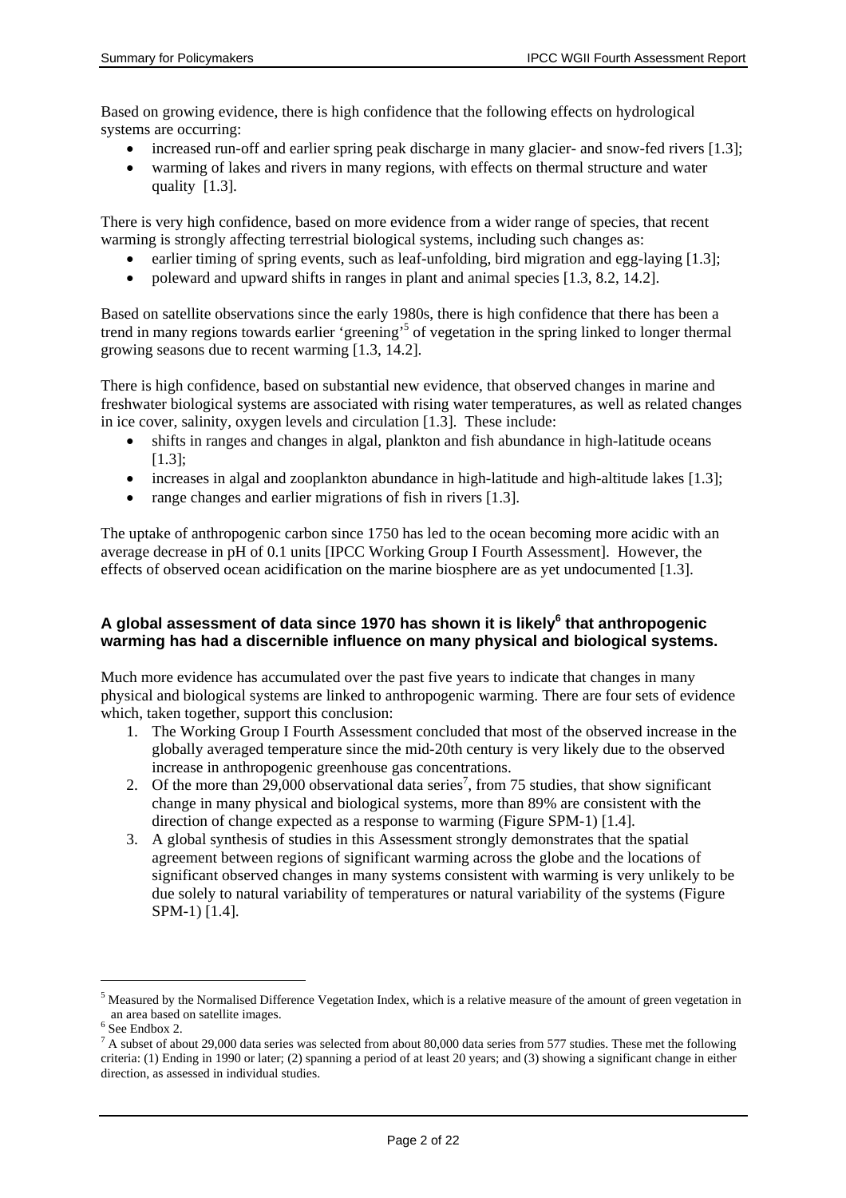Based on growing evidence, there is high confidence that the following effects on hydrological systems are occurring:

- increased run-off and earlier spring peak discharge in many glacier- and snow-fed rivers [1.3];
- warming of lakes and rivers in many regions, with effects on thermal structure and water quality [1.3].

There is very high confidence, based on more evidence from a wider range of species, that recent warming is strongly affecting terrestrial biological systems, including such changes as:

- earlier timing of spring events, such as leaf-unfolding, bird migration and egg-laying [1.3];
- poleward and upward shifts in ranges in plant and animal species [1.3, 8.2, 14.2].

Based on satellite observations since the early 1980s, there is high confidence that there has been a trend in many regions towards earlier 'greening'[5] of vegetation in the spring linked to longer thermal growing seasons due to recent warming [1.3, 14.2].

There is high confidence, based on substantial new evidence, that observed changes in marine and freshwater biological systems are associated with rising water temperatures, as well as related changes in ice cover, salinity, oxygen levels and circulation [1.3]. These include:

- shifts in ranges and changes in algal, plankton and fish abundance in high-latitude oceans [1.3];
- increases in algal and zooplankton abundance in high-latitude and high-altitude lakes [1.3];
- range changes and earlier migrations of fish in rivers [1.3].

The uptake of anthropogenic carbon since 1750 has led to the ocean becoming more acidic with an average decrease in pH of 0.1 units [IPCC Working Group I Fourth Assessment]. However, the effects of observed ocean acidification on the marine biosphere are as yet undocumented [1.3].

### A global assessment of data since 1970 has shown it is likely[6] that anthropogenic warming has had a discernible influence on many physical and biological systems.

Much more evidence has accumulated over the past five years to indicate that changes in many physical and biological systems are linked to anthropogenic warming. There are four sets of evidence which, taken together, support this conclusion:

1. The Working Group I Fourth Assessment concluded that most of the observed increase in the globally averaged temperature since the mid-20th century is very likely due to the observed increase in anthropogenic greenhouse gas concentrations.
2. Of the more than 29,000 observational data series[7], from 75 studies, that show significant change in many physical and biological systems, more than 89% are consistent with the direction of change expected as a response to warming (Figure SPM-1) [1.4].
3. A global synthesis of studies in this Assessment strongly demonstrates that the spatial agreement between regions of significant warming across the globe and the locations of significant observed changes in many systems consistent with warming is very unlikely to be due solely to natural variability of temperatures or natural variability of the systems (Figure SPM-1) [1.4].

---

[5] Measured by the Normalised Difference Vegetation Index, which is a relative measure of the amount of green vegetation in an area based on satellite images.

[6] See Endbox 2.

[7] A subset of about 29,000 data series was selected from about 80,000 data series from 577 studies. These met the following criteria: (1) Ending in 1990 or later; (2) spanning a period of at least 20 years; and (3) showing a significant change in either direction, as assessed in individual studies.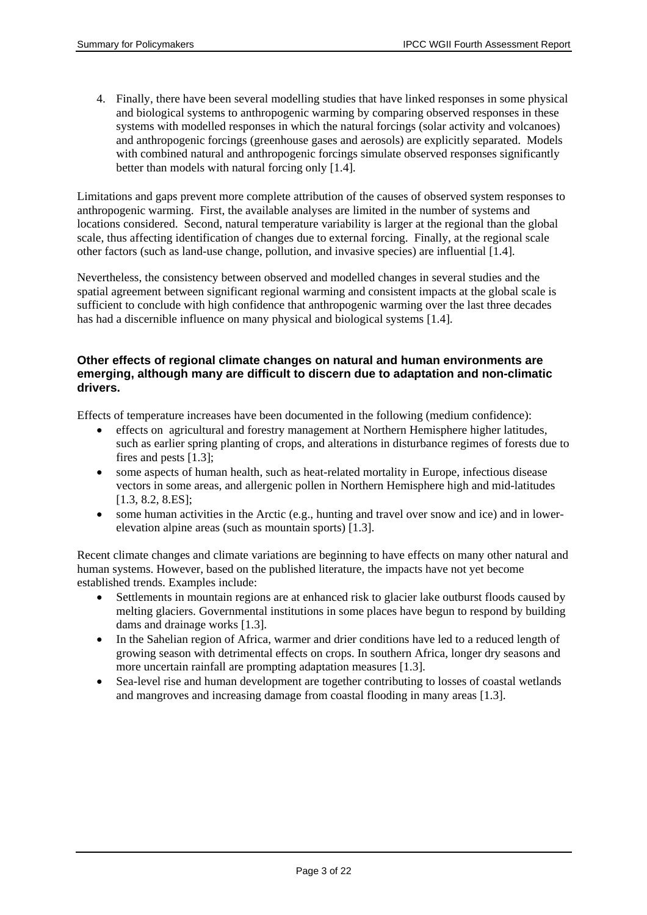4. Finally, there have been several modelling studies that have linked responses in some physical and biological systems to anthropogenic warming by comparing observed responses in these systems with modelled responses in which the natural forcings (solar activity and volcanoes) and anthropogenic forcings (greenhouse gases and aerosols) are explicitly separated. Models with combined natural and anthropogenic forcings simulate observed responses significantly better than models with natural forcing only [1.4].

Limitations and gaps prevent more complete attribution of the causes of observed system responses to anthropogenic warming. First, the available analyses are limited in the number of systems and locations considered. Second, natural temperature variability is larger at the regional than the global scale, thus affecting identification of changes due to external forcing. Finally, at the regional scale other factors (such as land-use change, pollution, and invasive species) are influential [1.4].

Nevertheless, the consistency between observed and modelled changes in several studies and the spatial agreement between significant regional warming and consistent impacts at the global scale is sufficient to conclude with high confidence that anthropogenic warming over the last three decades has had a discernible influence on many physical and biological systems [1.4].

**Other effects of regional climate changes on natural and human environments are emerging, although many are difficult to discern due to adaptation and non-climatic drivers.**

Effects of temperature increases have been documented in the following (medium confidence):

- effects on agricultural and forestry management at Northern Hemisphere higher latitudes, such as earlier spring planting of crops, and alterations in disturbance regimes of forests due to fires and pests [1.3];
- some aspects of human health, such as heat-related mortality in Europe, infectious disease vectors in some areas, and allergenic pollen in Northern Hemisphere high and mid-latitudes [1.3, 8.2, 8.ES];
- some human activities in the Arctic (e.g., hunting and travel over snow and ice) and in lower-elevation alpine areas (such as mountain sports) [1.3].

Recent climate changes and climate variations are beginning to have effects on many other natural and human systems. However, based on the published literature, the impacts have not yet become established trends. Examples include:

- Settlements in mountain regions are at enhanced risk to glacier lake outburst floods caused by melting glaciers. Governmental institutions in some places have begun to respond by building dams and drainage works [1.3].
- In the Sahelian region of Africa, warmer and drier conditions have led to a reduced length of growing season with detrimental effects on crops. In southern Africa, longer dry seasons and more uncertain rainfall are prompting adaptation measures [1.3].
- Sea-level rise and human development are together contributing to losses of coastal wetlands and mangroves and increasing damage from coastal flooding in many areas [1.3].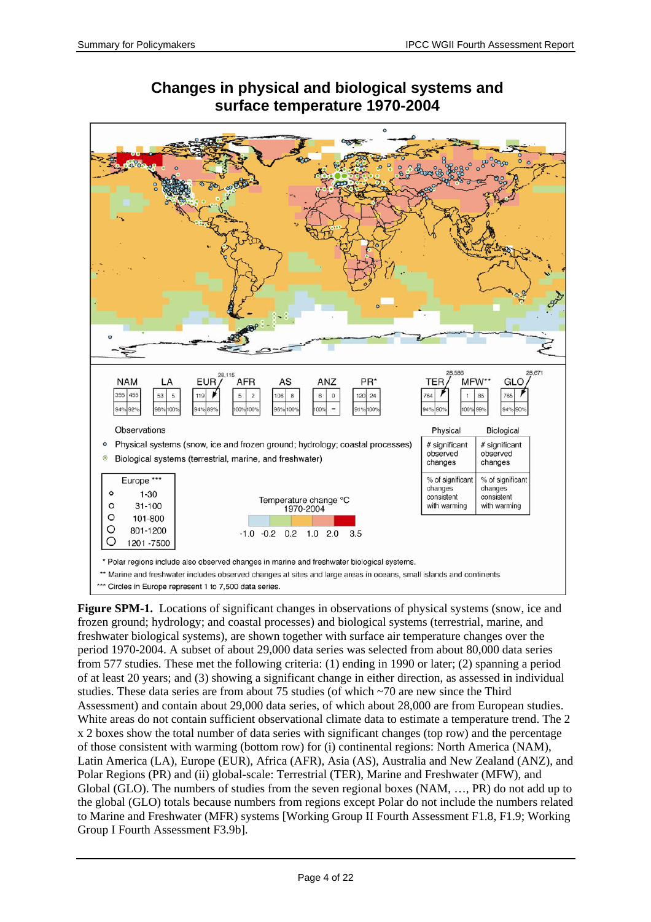## Changes in physical and biological systems and surface temperature 1970-2004

| | NAM | LA | EUR | AFR | AS | ANZ | PR* | TER | MFW** | GLO |
|---|---|---|---|---|---|---|---|---|---|---|
| # significant observed changes (Physical / Biological) | 355 / 455 | 53 / 5 | 119 / 28,115 | 5 / 2 | 106 / 8 | 6 / 0 | 120 / 24 | 764 / 28,586 | 1 / 85 | 765 / 28,671 |
| % of significant changes consistent with warming (Physical / Biological) | 94% / 92% | 96% / 100% | 94% / 89% | 100% / 100% | 96% / 100% | 100% / – | 91% / 100% | 94% / 90% | 100% / 99% | 94% / 90% |

Observations

- Physical systems (snow, ice and frozen ground; hydrology; coastal processes)
- Biological systems (terrestrial, marine, and freshwater)

| Europe *** | |
|---|---|
| ○ | 1-30 |
| ○ | 31-100 |
| ○ | 101-800 |
| ○ | 801-1200 |
| ○ | 1201 -7500 |

Temperature change °C 1970-2004

-1.0 -0.2 0.2 1.0 2.0 3.5

\* Polar regions include also observed changes in marine and freshwater biological systems.

\*\* Marine and freshwater includes observed changes at sites and large areas in oceans, small islands and continents.

\*\*\* Circles in Europe represent 1 to 7,500 data series.

**Figure SPM-1.** Locations of significant changes in observations of physical systems (snow, ice and frozen ground; hydrology; and coastal processes) and biological systems (terrestrial, marine, and freshwater biological systems), are shown together with surface air temperature changes over the period 1970-2004. A subset of about 29,000 data series was selected from about 80,000 data series from 577 studies. These met the following criteria: (1) ending in 1990 or later; (2) spanning a period of at least 20 years; and (3) showing a significant change in either direction, as assessed in individual studies. These data series are from about 75 studies (of which ~70 are new since the Third Assessment) and contain about 29,000 data series, of which about 28,000 are from European studies. White areas do not contain sufficient observational climate data to estimate a temperature trend. The 2 x 2 boxes show the total number of data series with significant changes (top row) and the percentage of those consistent with warming (bottom row) for (i) continental regions: North America (NAM), Latin America (LA), Europe (EUR), Africa (AFR), Asia (AS), Australia and New Zealand (ANZ), and Polar Regions (PR) and (ii) global-scale: Terrestrial (TER), Marine and Freshwater (MFW), and Global (GLO). The numbers of studies from the seven regional boxes (NAM, …, PR) do not add up to the global (GLO) totals because numbers from regions except Polar do not include the numbers related to Marine and Freshwater (MFR) systems [Working Group II Fourth Assessment F1.8, F1.9; Working Group I Fourth Assessment F3.9b].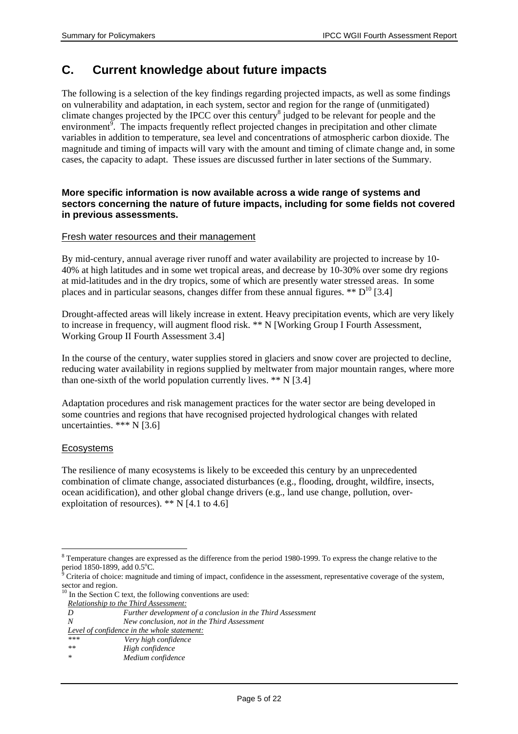## C. Current knowledge about future impacts

The following is a selection of the key findings regarding projected impacts, as well as some findings on vulnerability and adaptation, in each system, sector and region for the range of (unmitigated) climate changes projected by the IPCC over this century[8] judged to be relevant for people and the environment[9]. The impacts frequently reflect projected changes in precipitation and other climate variables in addition to temperature, sea level and concentrations of atmospheric carbon dioxide. The magnitude and timing of impacts will vary with the amount and timing of climate change and, in some cases, the capacity to adapt. These issues are discussed further in later sections of the Summary.

**More specific information is now available across a wide range of systems and sectors concerning the nature of future impacts, including for some fields not covered in previous assessments.**

### Fresh water resources and their management

By mid-century, annual average river runoff and water availability are projected to increase by 10-40% at high latitudes and in some wet tropical areas, and decrease by 10-30% over some dry regions at mid-latitudes and in the dry tropics, some of which are presently water stressed areas. In some places and in particular seasons, changes differ from these annual figures. ** D[10] [3.4]

Drought-affected areas will likely increase in extent. Heavy precipitation events, which are very likely to increase in frequency, will augment flood risk. ** N [Working Group I Fourth Assessment, Working Group II Fourth Assessment 3.4]

In the course of the century, water supplies stored in glaciers and snow cover are projected to decline, reducing water availability in regions supplied by meltwater from major mountain ranges, where more than one-sixth of the world population currently lives. ** N [3.4]

Adaptation procedures and risk management practices for the water sector are being developed in some countries and regions that have recognised projected hydrological changes with related uncertainties. *** N [3.6]

### Ecosystems

The resilience of many ecosystems is likely to be exceeded this century by an unprecedented combination of climate change, associated disturbances (e.g., flooding, drought, wildfire, insects, ocean acidification), and other global change drivers (e.g., land use change, pollution, over-exploitation of resources). ** N [4.1 to 4.6]

---

[8] Temperature changes are expressed as the difference from the period 1980-1999. To express the change relative to the period 1850-1899, add 0.5°C.

[9] Criteria of choice: magnitude and timing of impact, confidence in the assessment, representative coverage of the system, sector and region.

[10] In the Section C text, the following conventions are used:

*Relationship to the Third Assessment:*

| | |
|---|---|
| *D* | *Further development of a conclusion in the Third Assessment* |
| *N* | *New conclusion, not in the Third Assessment* |

*Level of confidence in the whole statement:*

| | |
|---|---|
| *** | *Very high confidence* |
| ** | *High confidence* |
| * | *Medium confidence* |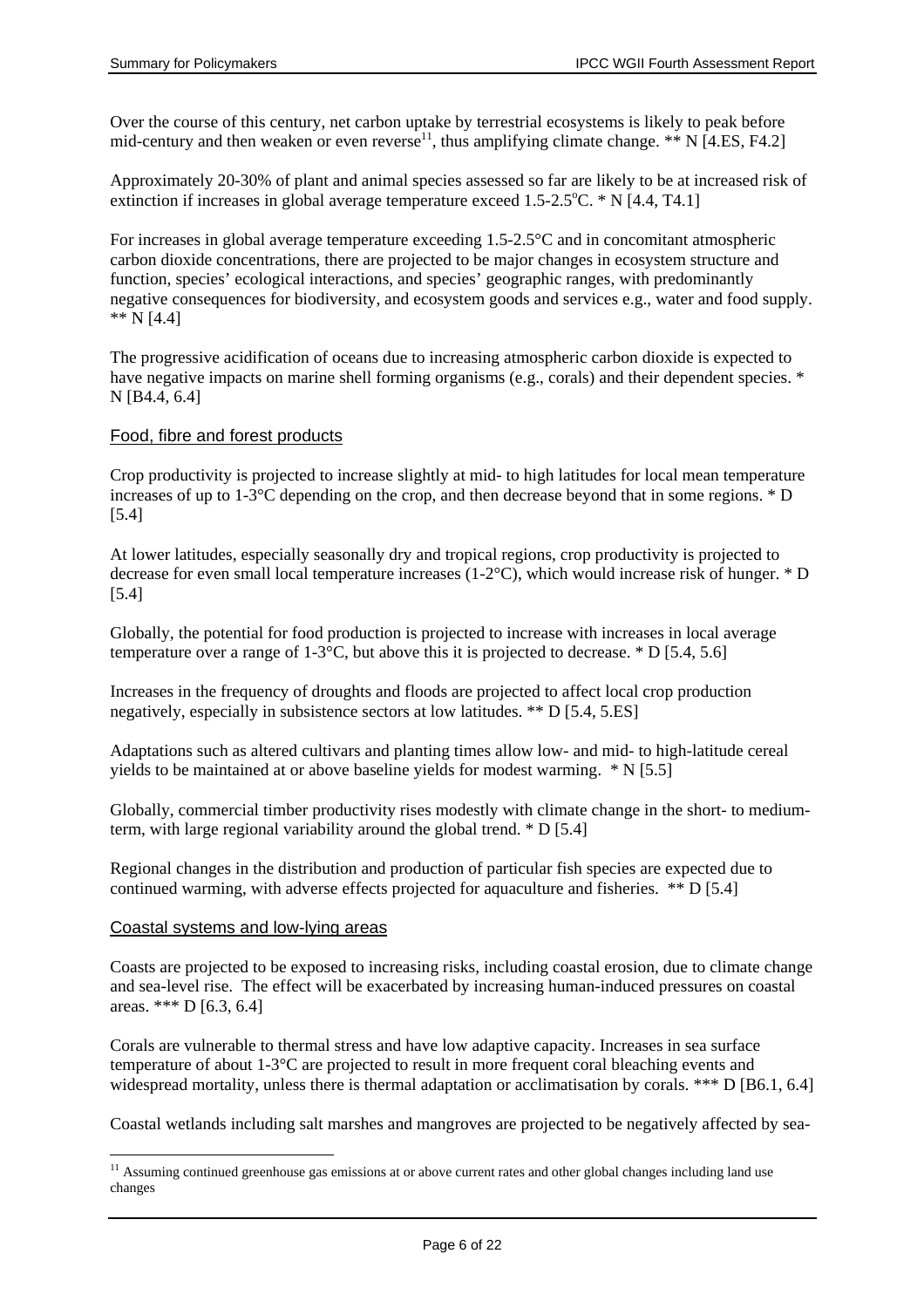Over the course of this century, net carbon uptake by terrestrial ecosystems is likely to peak before mid-century and then weaken or even reverse[11], thus amplifying climate change. ** N [4.ES, F4.2]

Approximately 20-30% of plant and animal species assessed so far are likely to be at increased risk of extinction if increases in global average temperature exceed 1.5-2.5°C. * N [4.4, T4.1]

For increases in global average temperature exceeding 1.5-2.5°C and in concomitant atmospheric carbon dioxide concentrations, there are projected to be major changes in ecosystem structure and function, species' ecological interactions, and species' geographic ranges, with predominantly negative consequences for biodiversity, and ecosystem goods and services e.g., water and food supply. ** N [4.4]

The progressive acidification of oceans due to increasing atmospheric carbon dioxide is expected to have negative impacts on marine shell forming organisms (e.g., corals) and their dependent species. * N [B4.4, 6.4]

### Food, fibre and forest products

Crop productivity is projected to increase slightly at mid- to high latitudes for local mean temperature increases of up to 1-3°C depending on the crop, and then decrease beyond that in some regions. * D [5.4]

At lower latitudes, especially seasonally dry and tropical regions, crop productivity is projected to decrease for even small local temperature increases (1-2°C), which would increase risk of hunger. * D [5.4]

Globally, the potential for food production is projected to increase with increases in local average temperature over a range of 1-3°C, but above this it is projected to decrease. * D [5.4, 5.6]

Increases in the frequency of droughts and floods are projected to affect local crop production negatively, especially in subsistence sectors at low latitudes. ** D [5.4, 5.ES]

Adaptations such as altered cultivars and planting times allow low- and mid- to high-latitude cereal yields to be maintained at or above baseline yields for modest warming. * N [5.5]

Globally, commercial timber productivity rises modestly with climate change in the short- to medium-term, with large regional variability around the global trend. * D [5.4]

Regional changes in the distribution and production of particular fish species are expected due to continued warming, with adverse effects projected for aquaculture and fisheries. ** D [5.4]

### Coastal systems and low-lying areas

Coasts are projected to be exposed to increasing risks, including coastal erosion, due to climate change and sea-level rise. The effect will be exacerbated by increasing human-induced pressures on coastal areas. *** D [6.3, 6.4]

Corals are vulnerable to thermal stress and have low adaptive capacity. Increases in sea surface temperature of about 1-3°C are projected to result in more frequent coral bleaching events and widespread mortality, unless there is thermal adaptation or acclimatisation by corals. *** D [B6.1, 6.4]

Coastal wetlands including salt marshes and mangroves are projected to be negatively affected by sea-

[11] Assuming continued greenhouse gas emissions at or above current rates and other global changes including land use changes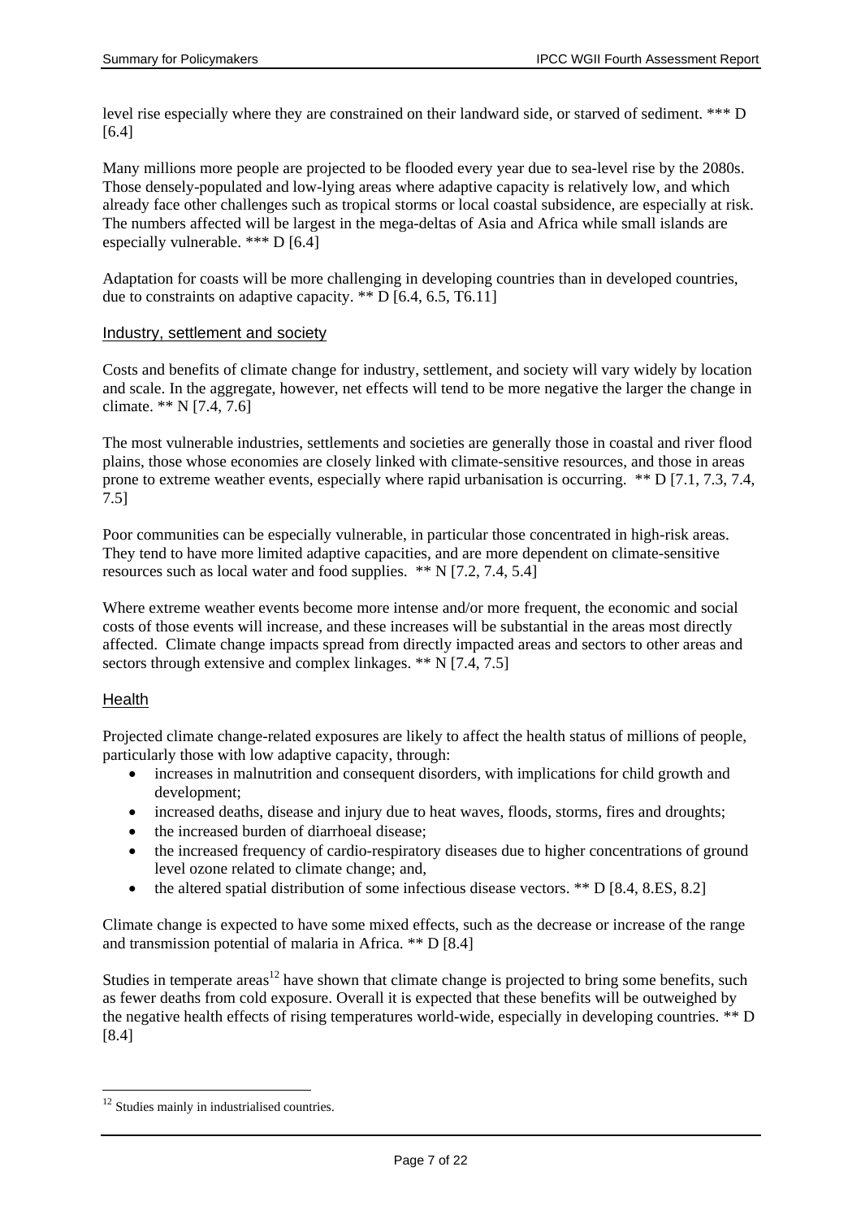level rise especially where they are constrained on their landward side, or starved of sediment. *** D [6.4]

Many millions more people are projected to be flooded every year due to sea-level rise by the 2080s. Those densely-populated and low-lying areas where adaptive capacity is relatively low, and which already face other challenges such as tropical storms or local coastal subsidence, are especially at risk. The numbers affected will be largest in the mega-deltas of Asia and Africa while small islands are especially vulnerable. *** D [6.4]

Adaptation for coasts will be more challenging in developing countries than in developed countries, due to constraints on adaptive capacity. ** D [6.4, 6.5, T6.11]

## Industry, settlement and society

Costs and benefits of climate change for industry, settlement, and society will vary widely by location and scale. In the aggregate, however, net effects will tend to be more negative the larger the change in climate. ** N [7.4, 7.6]

The most vulnerable industries, settlements and societies are generally those in coastal and river flood plains, those whose economies are closely linked with climate-sensitive resources, and those in areas prone to extreme weather events, especially where rapid urbanisation is occurring. ** D [7.1, 7.3, 7.4, 7.5]

Poor communities can be especially vulnerable, in particular those concentrated in high-risk areas. They tend to have more limited adaptive capacities, and are more dependent on climate-sensitive resources such as local water and food supplies. ** N [7.2, 7.4, 5.4]

Where extreme weather events become more intense and/or more frequent, the economic and social costs of those events will increase, and these increases will be substantial in the areas most directly affected. Climate change impacts spread from directly impacted areas and sectors to other areas and sectors through extensive and complex linkages. ** N [7.4, 7.5]

## Health

Projected climate change-related exposures are likely to affect the health status of millions of people, particularly those with low adaptive capacity, through:

- increases in malnutrition and consequent disorders, with implications for child growth and development;
- increased deaths, disease and injury due to heat waves, floods, storms, fires and droughts;
- the increased burden of diarrhoeal disease;
- the increased frequency of cardio-respiratory diseases due to higher concentrations of ground level ozone related to climate change; and,
- the altered spatial distribution of some infectious disease vectors. ** D [8.4, 8.ES, 8.2]

Climate change is expected to have some mixed effects, such as the decrease or increase of the range and transmission potential of malaria in Africa. ** D [8.4]

Studies in temperate areas[12] have shown that climate change is projected to bring some benefits, such as fewer deaths from cold exposure. Overall it is expected that these benefits will be outweighed by the negative health effects of rising temperatures world-wide, especially in developing countries. ** D [8.4]

[12] Studies mainly in industrialised countries.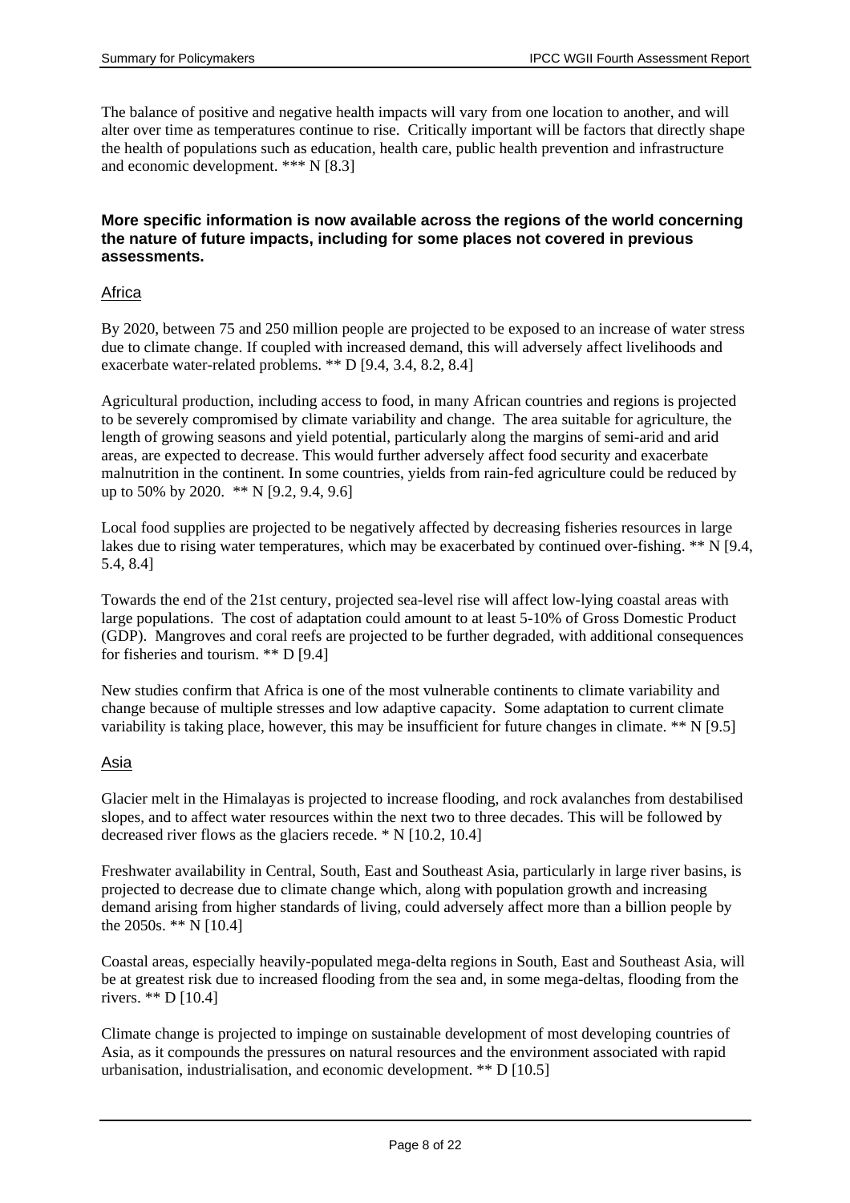The balance of positive and negative health impacts will vary from one location to another, and will alter over time as temperatures continue to rise. Critically important will be factors that directly shape the health of populations such as education, health care, public health prevention and infrastructure and economic development. *** N [8.3]

**More specific information is now available across the regions of the world concerning the nature of future impacts, including for some places not covered in previous assessments.**

### Africa

By 2020, between 75 and 250 million people are projected to be exposed to an increase of water stress due to climate change. If coupled with increased demand, this will adversely affect livelihoods and exacerbate water-related problems. ** D [9.4, 3.4, 8.2, 8.4]

Agricultural production, including access to food, in many African countries and regions is projected to be severely compromised by climate variability and change. The area suitable for agriculture, the length of growing seasons and yield potential, particularly along the margins of semi-arid and arid areas, are expected to decrease. This would further adversely affect food security and exacerbate malnutrition in the continent. In some countries, yields from rain-fed agriculture could be reduced by up to 50% by 2020. ** N [9.2, 9.4, 9.6]

Local food supplies are projected to be negatively affected by decreasing fisheries resources in large lakes due to rising water temperatures, which may be exacerbated by continued over-fishing. ** N [9.4, 5.4, 8.4]

Towards the end of the 21st century, projected sea-level rise will affect low-lying coastal areas with large populations. The cost of adaptation could amount to at least 5-10% of Gross Domestic Product (GDP). Mangroves and coral reefs are projected to be further degraded, with additional consequences for fisheries and tourism. ** D [9.4]

New studies confirm that Africa is one of the most vulnerable continents to climate variability and change because of multiple stresses and low adaptive capacity. Some adaptation to current climate variability is taking place, however, this may be insufficient for future changes in climate. ** N [9.5]

### Asia

Glacier melt in the Himalayas is projected to increase flooding, and rock avalanches from destabilised slopes, and to affect water resources within the next two to three decades. This will be followed by decreased river flows as the glaciers recede. * N [10.2, 10.4]

Freshwater availability in Central, South, East and Southeast Asia, particularly in large river basins, is projected to decrease due to climate change which, along with population growth and increasing demand arising from higher standards of living, could adversely affect more than a billion people by the 2050s. ** N [10.4]

Coastal areas, especially heavily-populated mega-delta regions in South, East and Southeast Asia, will be at greatest risk due to increased flooding from the sea and, in some mega-deltas, flooding from the rivers. ** D [10.4]

Climate change is projected to impinge on sustainable development of most developing countries of Asia, as it compounds the pressures on natural resources and the environment associated with rapid urbanisation, industrialisation, and economic development. ** D [10.5]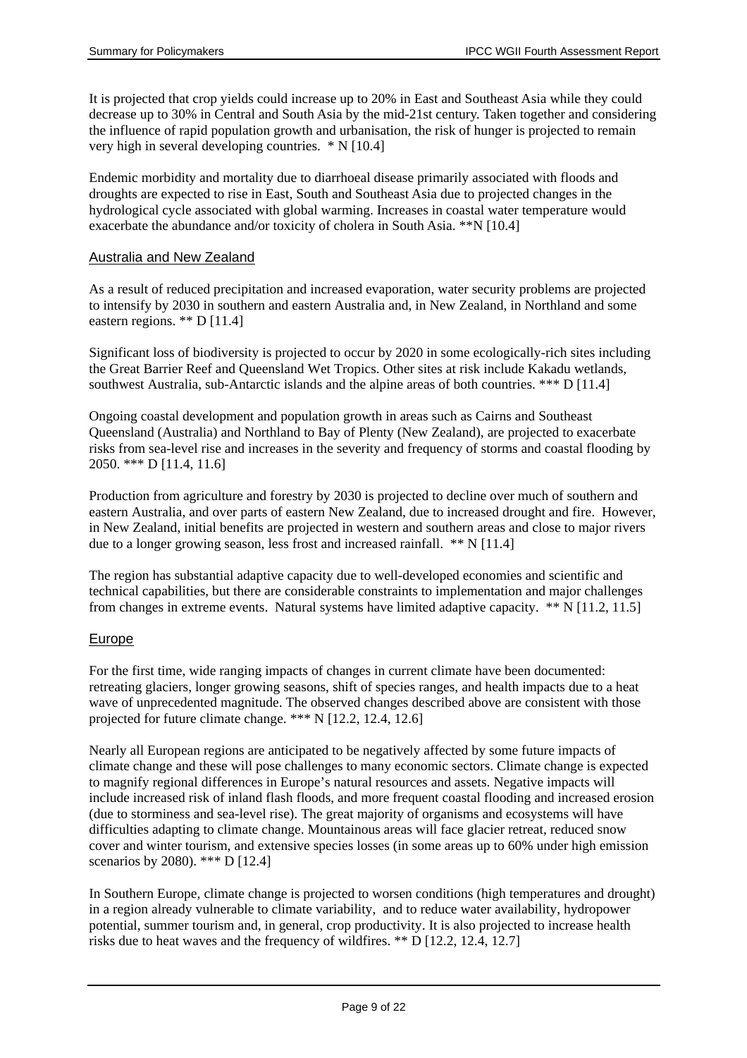It is projected that crop yields could increase up to 20% in East and Southeast Asia while they could decrease up to 30% in Central and South Asia by the mid-21st century. Taken together and considering the influence of rapid population growth and urbanisation, the risk of hunger is projected to remain very high in several developing countries. * N [10.4]

Endemic morbidity and mortality due to diarrhoeal disease primarily associated with floods and droughts are expected to rise in East, South and Southeast Asia due to projected changes in the hydrological cycle associated with global warming. Increases in coastal water temperature would exacerbate the abundance and/or toxicity of cholera in South Asia. **N [10.4]

## Australia and New Zealand

As a result of reduced precipitation and increased evaporation, water security problems are projected to intensify by 2030 in southern and eastern Australia and, in New Zealand, in Northland and some eastern regions. ** D [11.4]

Significant loss of biodiversity is projected to occur by 2020 in some ecologically-rich sites including the Great Barrier Reef and Queensland Wet Tropics. Other sites at risk include Kakadu wetlands, southwest Australia, sub-Antarctic islands and the alpine areas of both countries. *** D [11.4]

Ongoing coastal development and population growth in areas such as Cairns and Southeast Queensland (Australia) and Northland to Bay of Plenty (New Zealand), are projected to exacerbate risks from sea-level rise and increases in the severity and frequency of storms and coastal flooding by 2050. *** D [11.4, 11.6]

Production from agriculture and forestry by 2030 is projected to decline over much of southern and eastern Australia, and over parts of eastern New Zealand, due to increased drought and fire. However, in New Zealand, initial benefits are projected in western and southern areas and close to major rivers due to a longer growing season, less frost and increased rainfall. ** N [11.4]

The region has substantial adaptive capacity due to well-developed economies and scientific and technical capabilities, but there are considerable constraints to implementation and major challenges from changes in extreme events. Natural systems have limited adaptive capacity. ** N [11.2, 11.5]

## Europe

For the first time, wide ranging impacts of changes in current climate have been documented: retreating glaciers, longer growing seasons, shift of species ranges, and health impacts due to a heat wave of unprecedented magnitude. The observed changes described above are consistent with those projected for future climate change. *** N [12.2, 12.4, 12.6]

Nearly all European regions are anticipated to be negatively affected by some future impacts of climate change and these will pose challenges to many economic sectors. Climate change is expected to magnify regional differences in Europe's natural resources and assets. Negative impacts will include increased risk of inland flash floods, and more frequent coastal flooding and increased erosion (due to storminess and sea-level rise). The great majority of organisms and ecosystems will have difficulties adapting to climate change. Mountainous areas will face glacier retreat, reduced snow cover and winter tourism, and extensive species losses (in some areas up to 60% under high emission scenarios by 2080). *** D [12.4]

In Southern Europe, climate change is projected to worsen conditions (high temperatures and drought) in a region already vulnerable to climate variability, and to reduce water availability, hydropower potential, summer tourism and, in general, crop productivity. It is also projected to increase health risks due to heat waves and the frequency of wildfires. ** D [12.2, 12.4, 12.7]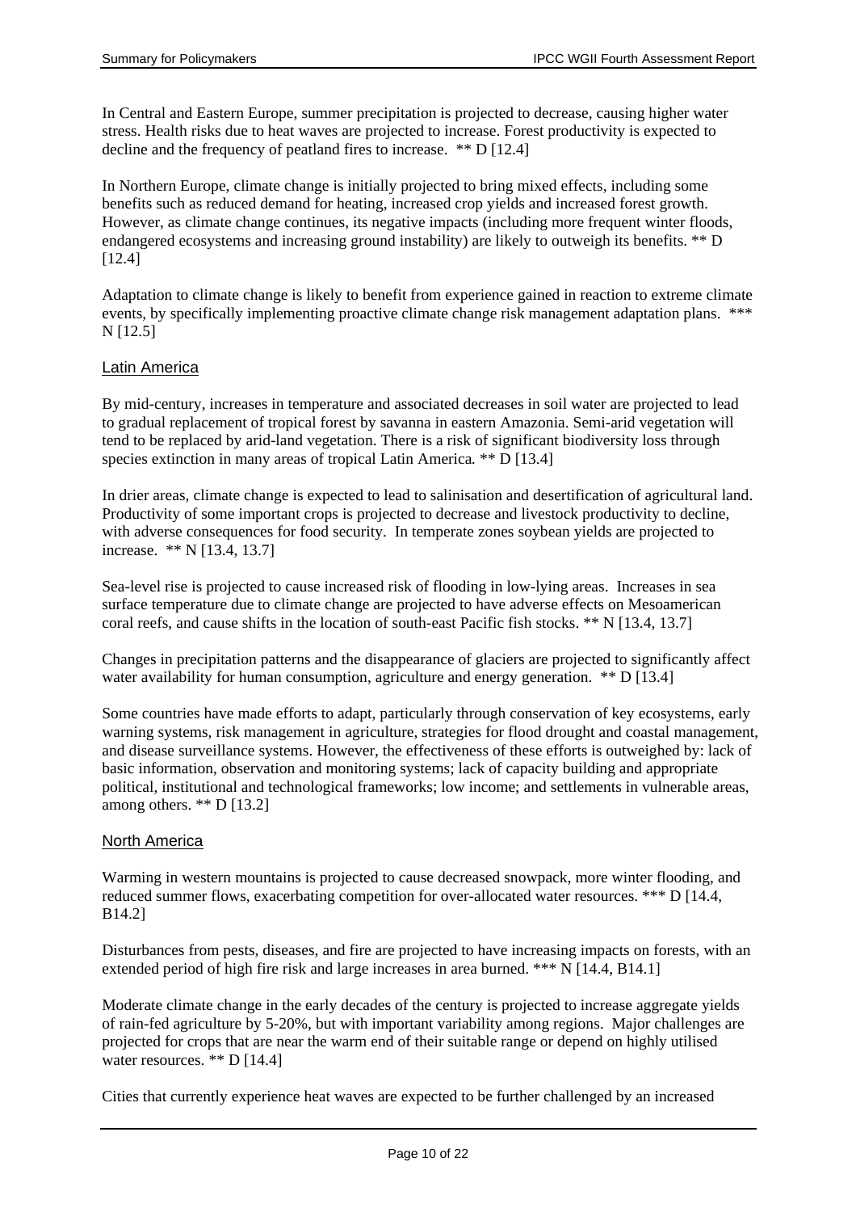In Central and Eastern Europe, summer precipitation is projected to decrease, causing higher water stress. Health risks due to heat waves are projected to increase. Forest productivity is expected to decline and the frequency of peatland fires to increase. ** D [12.4]

In Northern Europe, climate change is initially projected to bring mixed effects, including some benefits such as reduced demand for heating, increased crop yields and increased forest growth. However, as climate change continues, its negative impacts (including more frequent winter floods, endangered ecosystems and increasing ground instability) are likely to outweigh its benefits. ** D [12.4]

Adaptation to climate change is likely to benefit from experience gained in reaction to extreme climate events, by specifically implementing proactive climate change risk management adaptation plans. *** N [12.5]

## Latin America

By mid-century, increases in temperature and associated decreases in soil water are projected to lead to gradual replacement of tropical forest by savanna in eastern Amazonia. Semi-arid vegetation will tend to be replaced by arid-land vegetation. There is a risk of significant biodiversity loss through species extinction in many areas of tropical Latin America. ** D [13.4]

In drier areas, climate change is expected to lead to salinisation and desertification of agricultural land. Productivity of some important crops is projected to decrease and livestock productivity to decline, with adverse consequences for food security. In temperate zones soybean yields are projected to increase. ** N [13.4, 13.7]

Sea-level rise is projected to cause increased risk of flooding in low-lying areas. Increases in sea surface temperature due to climate change are projected to have adverse effects on Mesoamerican coral reefs, and cause shifts in the location of south-east Pacific fish stocks. ** N [13.4, 13.7]

Changes in precipitation patterns and the disappearance of glaciers are projected to significantly affect water availability for human consumption, agriculture and energy generation. ** D [13.4]

Some countries have made efforts to adapt, particularly through conservation of key ecosystems, early warning systems, risk management in agriculture, strategies for flood drought and coastal management, and disease surveillance systems. However, the effectiveness of these efforts is outweighed by: lack of basic information, observation and monitoring systems; lack of capacity building and appropriate political, institutional and technological frameworks; low income; and settlements in vulnerable areas, among others. ** D [13.2]

## North America

Warming in western mountains is projected to cause decreased snowpack, more winter flooding, and reduced summer flows, exacerbating competition for over-allocated water resources. *** D [14.4, B14.2]

Disturbances from pests, diseases, and fire are projected to have increasing impacts on forests, with an extended period of high fire risk and large increases in area burned. *** N [14.4, B14.1]

Moderate climate change in the early decades of the century is projected to increase aggregate yields of rain-fed agriculture by 5-20%, but with important variability among regions. Major challenges are projected for crops that are near the warm end of their suitable range or depend on highly utilised water resources. ** D [14.4]

Cities that currently experience heat waves are expected to be further challenged by an increased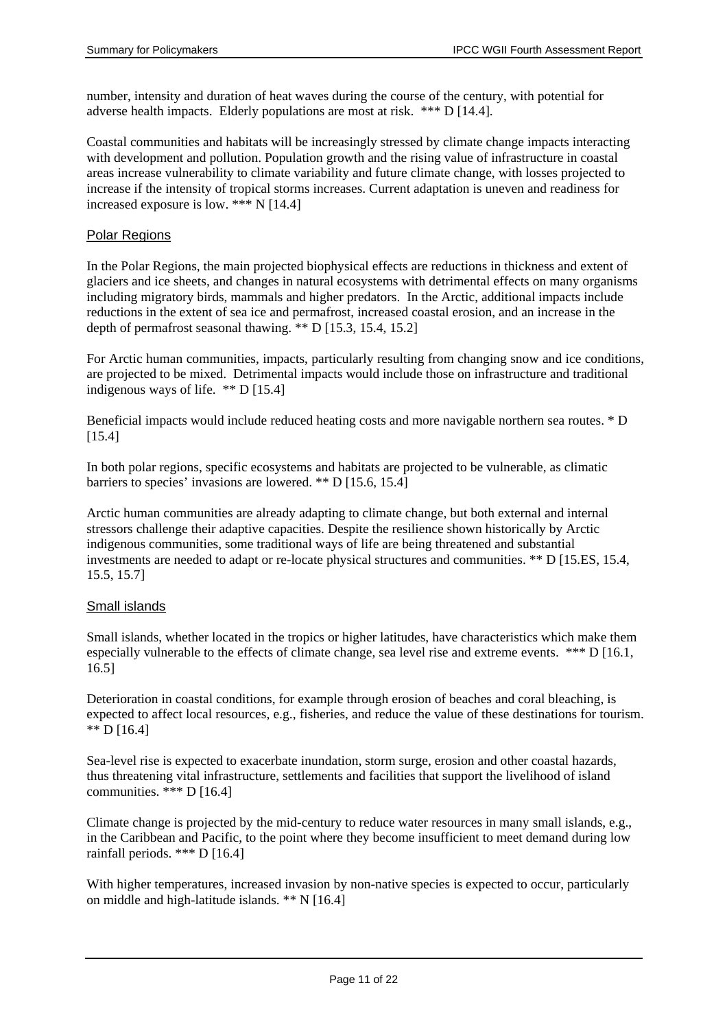number, intensity and duration of heat waves during the course of the century, with potential for adverse health impacts. Elderly populations are most at risk. *** D [14.4].

Coastal communities and habitats will be increasingly stressed by climate change impacts interacting with development and pollution. Population growth and the rising value of infrastructure in coastal areas increase vulnerability to climate variability and future climate change, with losses projected to increase if the intensity of tropical storms increases. Current adaptation is uneven and readiness for increased exposure is low. *** N [14.4]

## Polar Regions

In the Polar Regions, the main projected biophysical effects are reductions in thickness and extent of glaciers and ice sheets, and changes in natural ecosystems with detrimental effects on many organisms including migratory birds, mammals and higher predators. In the Arctic, additional impacts include reductions in the extent of sea ice and permafrost, increased coastal erosion, and an increase in the depth of permafrost seasonal thawing. ** D [15.3, 15.4, 15.2]

For Arctic human communities, impacts, particularly resulting from changing snow and ice conditions, are projected to be mixed. Detrimental impacts would include those on infrastructure and traditional indigenous ways of life. ** D [15.4]

Beneficial impacts would include reduced heating costs and more navigable northern sea routes. * D [15.4]

In both polar regions, specific ecosystems and habitats are projected to be vulnerable, as climatic barriers to species' invasions are lowered. ** D [15.6, 15.4]

Arctic human communities are already adapting to climate change, but both external and internal stressors challenge their adaptive capacities. Despite the resilience shown historically by Arctic indigenous communities, some traditional ways of life are being threatened and substantial investments are needed to adapt or re-locate physical structures and communities. ** D [15.ES, 15.4, 15.5, 15.7]

## Small islands

Small islands, whether located in the tropics or higher latitudes, have characteristics which make them especially vulnerable to the effects of climate change, sea level rise and extreme events. *** D [16.1, 16.5]

Deterioration in coastal conditions, for example through erosion of beaches and coral bleaching, is expected to affect local resources, e.g., fisheries, and reduce the value of these destinations for tourism. ** D [16.4]

Sea-level rise is expected to exacerbate inundation, storm surge, erosion and other coastal hazards, thus threatening vital infrastructure, settlements and facilities that support the livelihood of island communities. *** D [16.4]

Climate change is projected by the mid-century to reduce water resources in many small islands, e.g., in the Caribbean and Pacific, to the point where they become insufficient to meet demand during low rainfall periods. *** D [16.4]

With higher temperatures, increased invasion by non-native species is expected to occur, particularly on middle and high-latitude islands. ** N [16.4]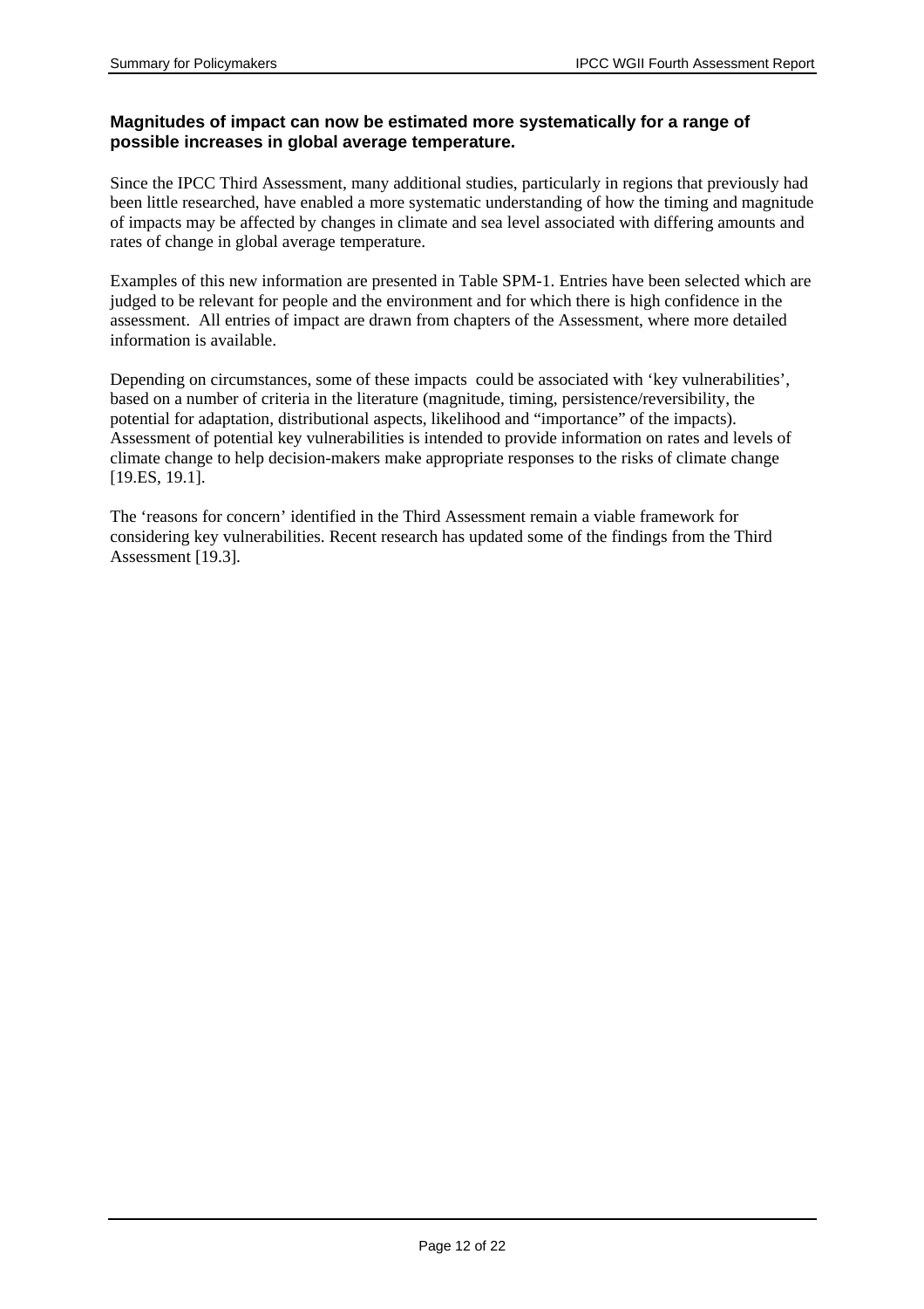**Magnitudes of impact can now be estimated more systematically for a range of possible increases in global average temperature.**

Since the IPCC Third Assessment, many additional studies, particularly in regions that previously had been little researched, have enabled a more systematic understanding of how the timing and magnitude of impacts may be affected by changes in climate and sea level associated with differing amounts and rates of change in global average temperature.

Examples of this new information are presented in Table SPM-1. Entries have been selected which are judged to be relevant for people and the environment and for which there is high confidence in the assessment. All entries of impact are drawn from chapters of the Assessment, where more detailed information is available.

Depending on circumstances, some of these impacts could be associated with 'key vulnerabilities', based on a number of criteria in the literature (magnitude, timing, persistence/reversibility, the potential for adaptation, distributional aspects, likelihood and "importance" of the impacts). Assessment of potential key vulnerabilities is intended to provide information on rates and levels of climate change to help decision-makers make appropriate responses to the risks of climate change [19.ES, 19.1].

The 'reasons for concern' identified in the Third Assessment remain a viable framework for considering key vulnerabilities. Recent research has updated some of the findings from the Third Assessment [19.3].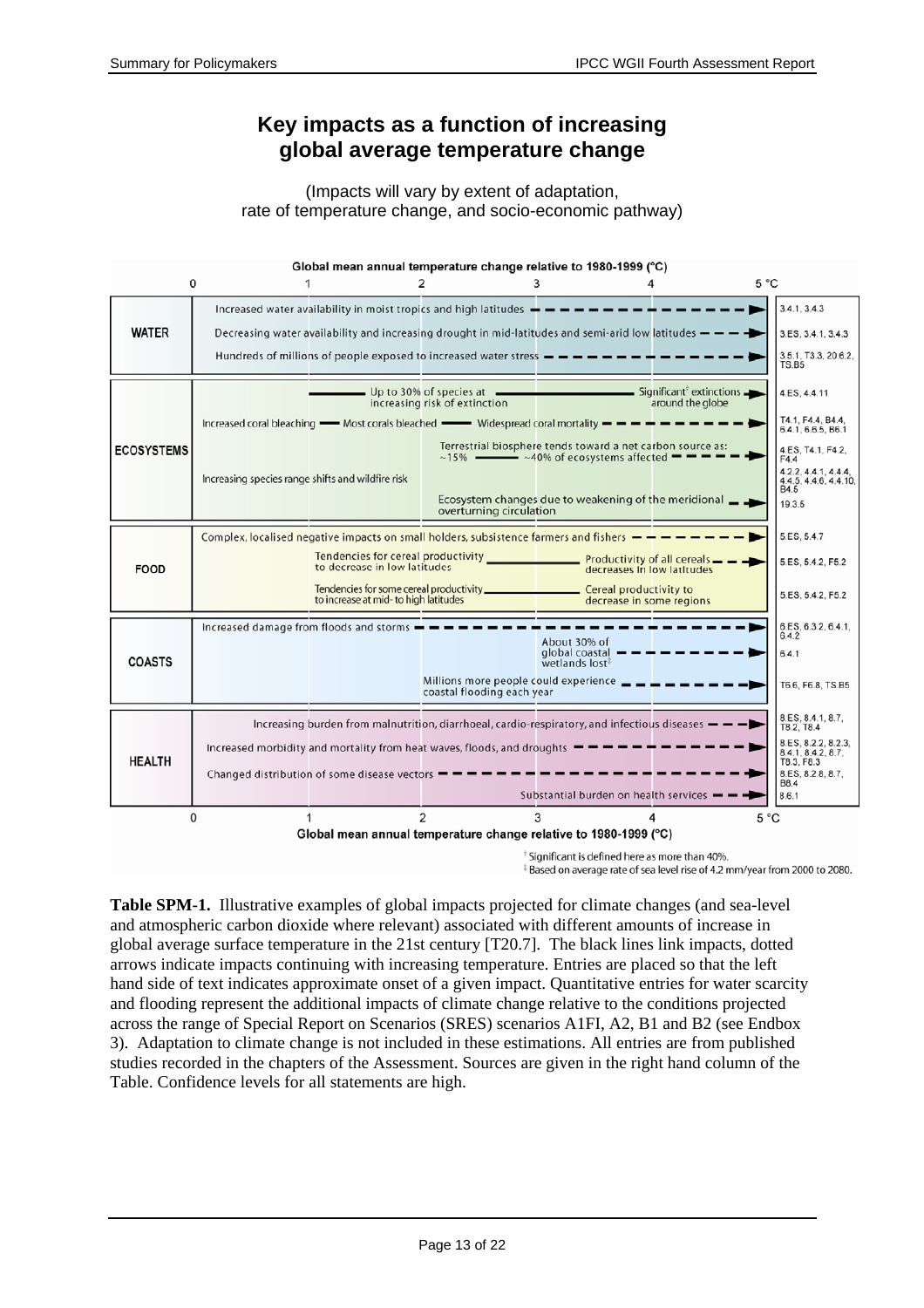## Key impacts as a function of increasing global average temperature change

(Impacts will vary by extent of adaptation, rate of temperature change, and socio-economic pathway)

Global mean annual temperature change relative to 1980-1999 (°C)

| Sector | Impacts (0 to 5 °C) | Sources |
|---|---|---|
| **WATER** | Increased water availability in moist tropics and high latitudes → | 3.4.1, 3.4.3 |
| | Decreasing water availability and increasing drought in mid-latitudes and semi-arid low latitudes → | 3.ES, 3.4.1, 3.4.3 |
| | Hundreds of millions of people exposed to increased water stress → | 3.5.1, T3.3, 20.6.2, TS.B5 |
| **ECOSYSTEMS** | Up to 30% of species at increasing risk of extinction — Significant[†] extinctions around the globe → | 4.ES, 4.4.11 |
| | Increased coral bleaching — Most corals bleached — Widespread coral mortality → | T4.1, F4.4, B4.4, 6.4.1, 6.6.5, B6.1 |
| | Terrestrial biosphere tends toward a net carbon source as: ~15% — ~40% of ecosystems affected → | 4.ES, T4.1, F4.2, F4.4 |
| | Increasing species range shifts and wildfire risk | 4.2.2, 4.4.1, 4.4.4, 4.4.5, 4.4.6, 4.4.10, B4.5 |
| | Ecosystem changes due to weakening of the meridional overturning circulation → | 19.3.5 |
| **FOOD** | Complex, localised negative impacts on small holders, subsistence farmers and fishers → | 5.ES, 5.4.7 |
| | Tendencies for cereal productivity to decrease in low latitudes — Productivity of all cereals decreases in low latitudes → | 5.ES, 5.4.2, F5.2 |
| | Tendencies for some cereal productivity to increase at mid- to high latitudes — Cereal productivity to decrease in some regions | 5.ES, 5.4.2, F5.2 |
| **COASTS** | Increased damage from floods and storms → | 6.ES, 6.3.2, 6.4.1, 6.4.2 |
| | About 30% of global coastal wetlands lost[‡] → | 6.4.1 |
| | Millions more people could experience coastal flooding each year → | T6.6, F6.8, TS.B5 |
| **HEALTH** | Increasing burden from malnutrition, diarrhoeal, cardio-respiratory, and infectious diseases → | 8.ES, 8.4.1, 8.7, T8.2, T8.4 |
| | Increased morbidity and mortality from heat waves, floods, and droughts → | 8.ES, 8.2.2, 8.2.3, 8.4.1, 8.4.2, 8.7, T8.3, F8.3 |
| | Changed distribution of some disease vectors → | 8.ES, 8.2.8, 8.7, B8.4 |
| | Substantial burden on health services → | 8.6.1 |

Global mean annual temperature change relative to 1980-1999 (°C)

[†] Significant is defined here as more than 40%.
[‡] Based on average rate of sea level rise of 4.2 mm/year from 2000 to 2080.

**Table SPM-1.** Illustrative examples of global impacts projected for climate changes (and sea-level and atmospheric carbon dioxide where relevant) associated with different amounts of increase in global average surface temperature in the 21st century [T20.7]. The black lines link impacts, dotted arrows indicate impacts continuing with increasing temperature. Entries are placed so that the left hand side of text indicates approximate onset of a given impact. Quantitative entries for water scarcity and flooding represent the additional impacts of climate change relative to the conditions projected across the range of Special Report on Scenarios (SRES) scenarios A1FI, A2, B1 and B2 (see Endbox 3). Adaptation to climate change is not included in these estimations. All entries are from published studies recorded in the chapters of the Assessment. Sources are given in the right hand column of the Table. Confidence levels for all statements are high.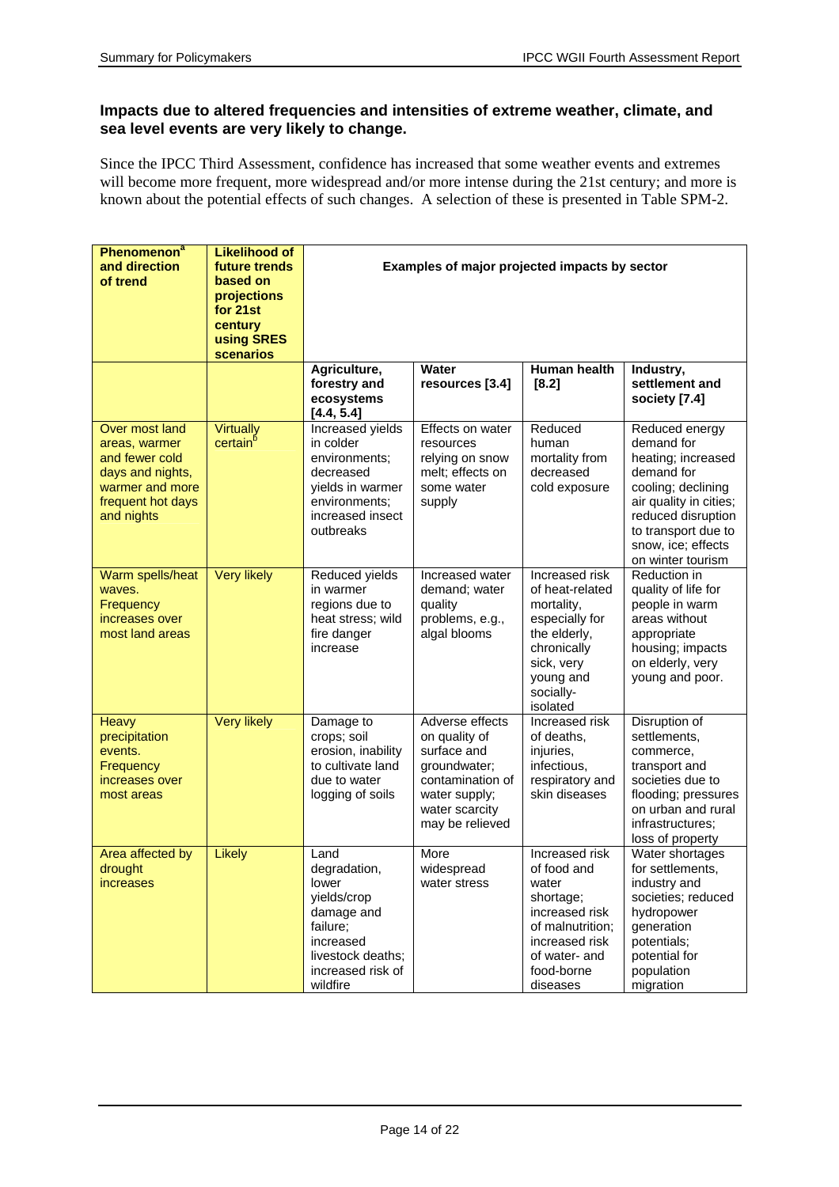### Impacts due to altered frequencies and intensities of extreme weather, climate, and sea level events are very likely to change.

Since the IPCC Third Assessment, confidence has increased that some weather events and extremes will become more frequent, more widespread and/or more intense during the 21st century; and more is known about the potential effects of such changes. A selection of these is presented in Table SPM-2.

| Phenomenon[a] and direction of trend | Likelihood of future trends based on projections for 21st century using SRES scenarios | Examples of major projected impacts by sector | | | |
|---|---|---|---|---|---|
| | | Agriculture, forestry and ecosystems [4.4, 5.4] | Water resources [3.4] | Human health [8.2] | Industry, settlement and society [7.4] |
| Over most land areas, warmer and fewer cold days and nights, warmer and more frequent hot days and nights | Virtually certain[b] | Increased yields in colder environments; decreased yields in warmer environments; increased insect outbreaks | Effects on water resources relying on snow melt; effects on some water supply | Reduced human mortality from decreased cold exposure | Reduced energy demand for heating; increased demand for cooling; declining air quality in cities; reduced disruption to transport due to snow, ice; effects on winter tourism |
| Warm spells/heat waves. Frequency increases over most land areas | Very likely | Reduced yields in warmer regions due to heat stress; wild fire danger increase | Increased water demand; water quality problems, e.g., algal blooms | Increased risk of heat-related mortality, especially for the elderly, chronically sick, very young and socially-isolated | Reduction in quality of life for people in warm areas without appropriate housing; impacts on elderly, very young and poor. |
| Heavy precipitation events. Frequency increases over most areas | Very likely | Damage to crops; soil erosion, inability to cultivate land due to water logging of soils | Adverse effects on quality of surface and groundwater; contamination of water supply; water scarcity may be relieved | Increased risk of deaths, injuries, infectious, respiratory and skin diseases | Disruption of settlements, commerce, transport and societies due to flooding; pressures on urban and rural infrastructures; loss of property |
| Area affected by drought increases | Likely | Land degradation, lower yields/crop damage and failure; increased livestock deaths; increased risk of wildfire | More widespread water stress | Increased risk of food and water shortage; increased risk of malnutrition; increased risk of water- and food-borne diseases | Water shortages for settlements, industry and societies; reduced hydropower generation potentials; potential for population migration |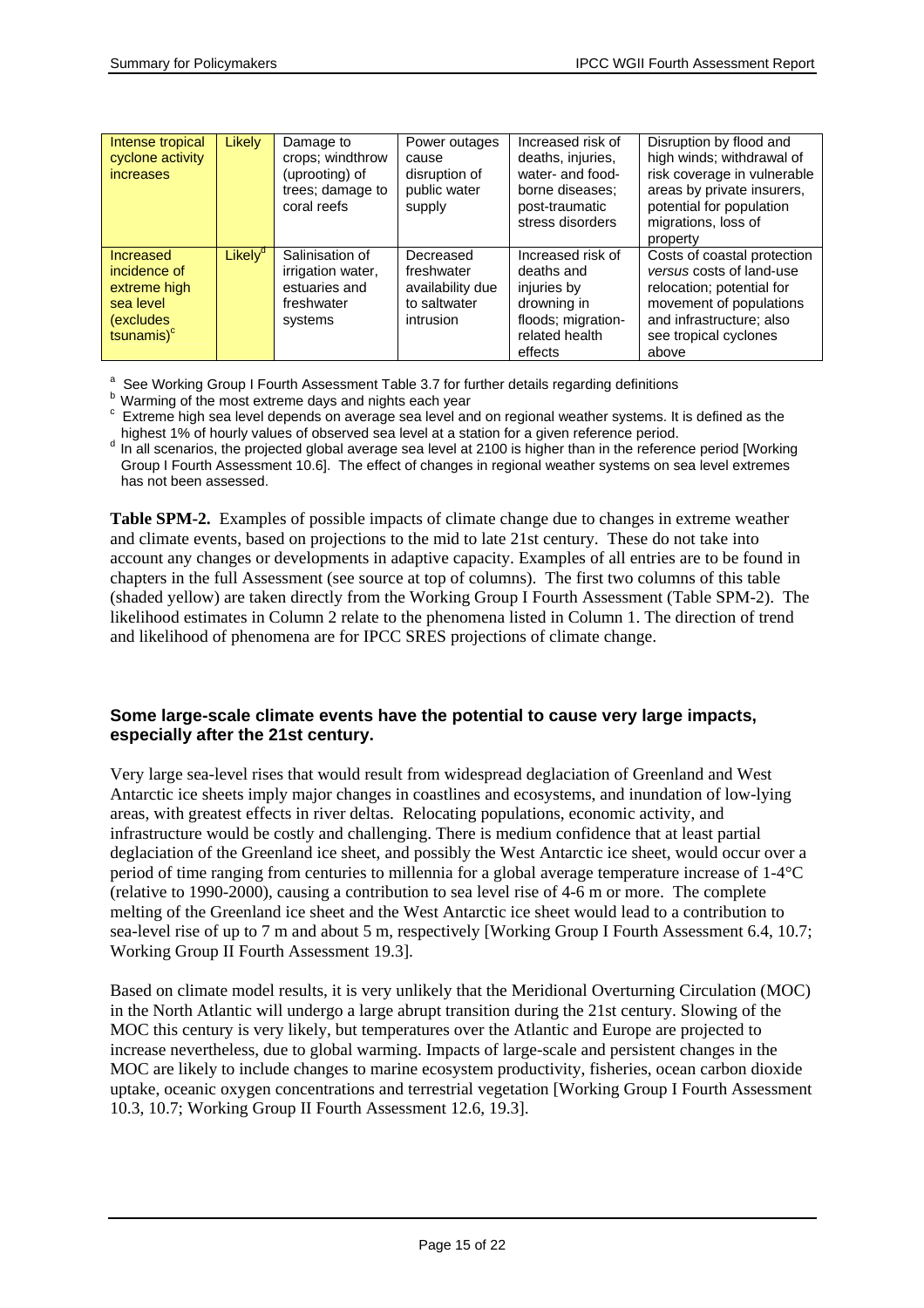| | | | | | |
|---|---|---|---|---|---|
| Intense tropical cyclone activity increases | Likely | Damage to crops; windthrow (uprooting) of trees; damage to coral reefs | Power outages cause disruption of public water supply | Increased risk of deaths, injuries, water- and food-borne diseases; post-traumatic stress disorders | Disruption by flood and high winds; withdrawal of risk coverage in vulnerable areas by private insurers, potential for population migrations, loss of property |
| Increased incidence of extreme high sea level (excludes tsunamis)[c] | Likely[d] | Salinisation of irrigation water, estuaries and freshwater systems | Decreased freshwater availability due to saltwater intrusion | Increased risk of deaths and injuries by drowning in floods; migration-related health effects | Costs of coastal protection *versus* costs of land-use relocation; potential for movement of populations and infrastructure; also see tropical cyclones above |

[a] See Working Group I Fourth Assessment Table 3.7 for further details regarding definitions
[b] Warming of the most extreme days and nights each year
[c] Extreme high sea level depends on average sea level and on regional weather systems. It is defined as the highest 1% of hourly values of observed sea level at a station for a given reference period.
[d] In all scenarios, the projected global average sea level at 2100 is higher than in the reference period [Working Group I Fourth Assessment 10.6]. The effect of changes in regional weather systems on sea level extremes has not been assessed.

**Table SPM-2.** Examples of possible impacts of climate change due to changes in extreme weather and climate events, based on projections to the mid to late 21st century. These do not take into account any changes or developments in adaptive capacity. Examples of all entries are to be found in chapters in the full Assessment (see source at top of columns). The first two columns of this table (shaded yellow) are taken directly from the Working Group I Fourth Assessment (Table SPM-2). The likelihood estimates in Column 2 relate to the phenomena listed in Column 1. The direction of trend and likelihood of phenomena are for IPCC SRES projections of climate change.

**Some large-scale climate events have the potential to cause very large impacts, especially after the 21st century.**

Very large sea-level rises that would result from widespread deglaciation of Greenland and West Antarctic ice sheets imply major changes in coastlines and ecosystems, and inundation of low-lying areas, with greatest effects in river deltas. Relocating populations, economic activity, and infrastructure would be costly and challenging. There is medium confidence that at least partial deglaciation of the Greenland ice sheet, and possibly the West Antarctic ice sheet, would occur over a period of time ranging from centuries to millennia for a global average temperature increase of 1-4°C (relative to 1990-2000), causing a contribution to sea level rise of 4-6 m or more. The complete melting of the Greenland ice sheet and the West Antarctic ice sheet would lead to a contribution to sea-level rise of up to 7 m and about 5 m, respectively [Working Group I Fourth Assessment 6.4, 10.7; Working Group II Fourth Assessment 19.3].

Based on climate model results, it is very unlikely that the Meridional Overturning Circulation (MOC) in the North Atlantic will undergo a large abrupt transition during the 21st century. Slowing of the MOC this century is very likely, but temperatures over the Atlantic and Europe are projected to increase nevertheless, due to global warming. Impacts of large-scale and persistent changes in the MOC are likely to include changes to marine ecosystem productivity, fisheries, ocean carbon dioxide uptake, oceanic oxygen concentrations and terrestrial vegetation [Working Group I Fourth Assessment 10.3, 10.7; Working Group II Fourth Assessment 12.6, 19.3].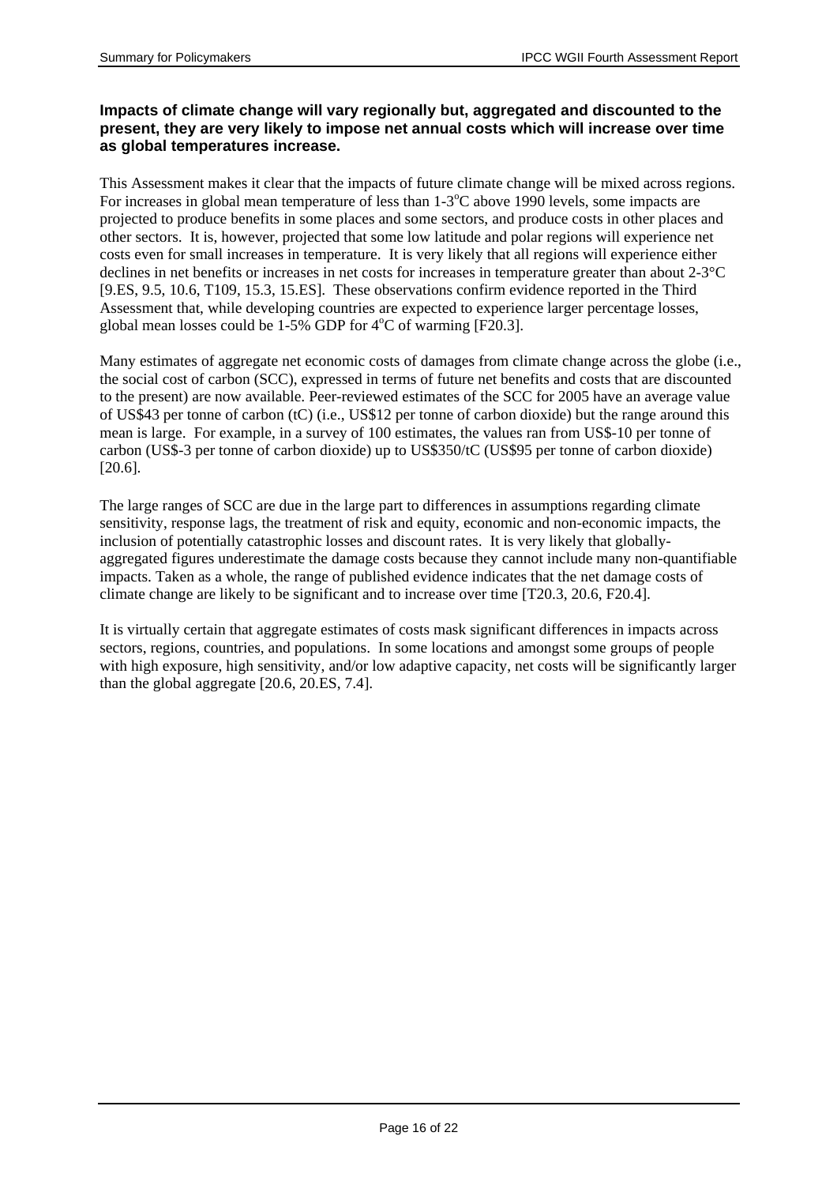**Impacts of climate change will vary regionally but, aggregated and discounted to the present, they are very likely to impose net annual costs which will increase over time as global temperatures increase.**

This Assessment makes it clear that the impacts of future climate change will be mixed across regions. For increases in global mean temperature of less than 1-3°C above 1990 levels, some impacts are projected to produce benefits in some places and some sectors, and produce costs in other places and other sectors. It is, however, projected that some low latitude and polar regions will experience net costs even for small increases in temperature. It is very likely that all regions will experience either declines in net benefits or increases in net costs for increases in temperature greater than about 2-3°C [9.ES, 9.5, 10.6, T109, 15.3, 15.ES]. These observations confirm evidence reported in the Third Assessment that, while developing countries are expected to experience larger percentage losses, global mean losses could be 1-5% GDP for 4°C of warming [F20.3].

Many estimates of aggregate net economic costs of damages from climate change across the globe (i.e., the social cost of carbon (SCC), expressed in terms of future net benefits and costs that are discounted to the present) are now available. Peer-reviewed estimates of the SCC for 2005 have an average value of US$43 per tonne of carbon (tC) (i.e., US$12 per tonne of carbon dioxide) but the range around this mean is large. For example, in a survey of 100 estimates, the values ran from US$-10 per tonne of carbon (US$-3 per tonne of carbon dioxide) up to US$350/tC (US$95 per tonne of carbon dioxide) [20.6].

The large ranges of SCC are due in the large part to differences in assumptions regarding climate sensitivity, response lags, the treatment of risk and equity, economic and non-economic impacts, the inclusion of potentially catastrophic losses and discount rates. It is very likely that globally-aggregated figures underestimate the damage costs because they cannot include many non-quantifiable impacts. Taken as a whole, the range of published evidence indicates that the net damage costs of climate change are likely to be significant and to increase over time [T20.3, 20.6, F20.4].

It is virtually certain that aggregate estimates of costs mask significant differences in impacts across sectors, regions, countries, and populations. In some locations and amongst some groups of people with high exposure, high sensitivity, and/or low adaptive capacity, net costs will be significantly larger than the global aggregate [20.6, 20.ES, 7.4].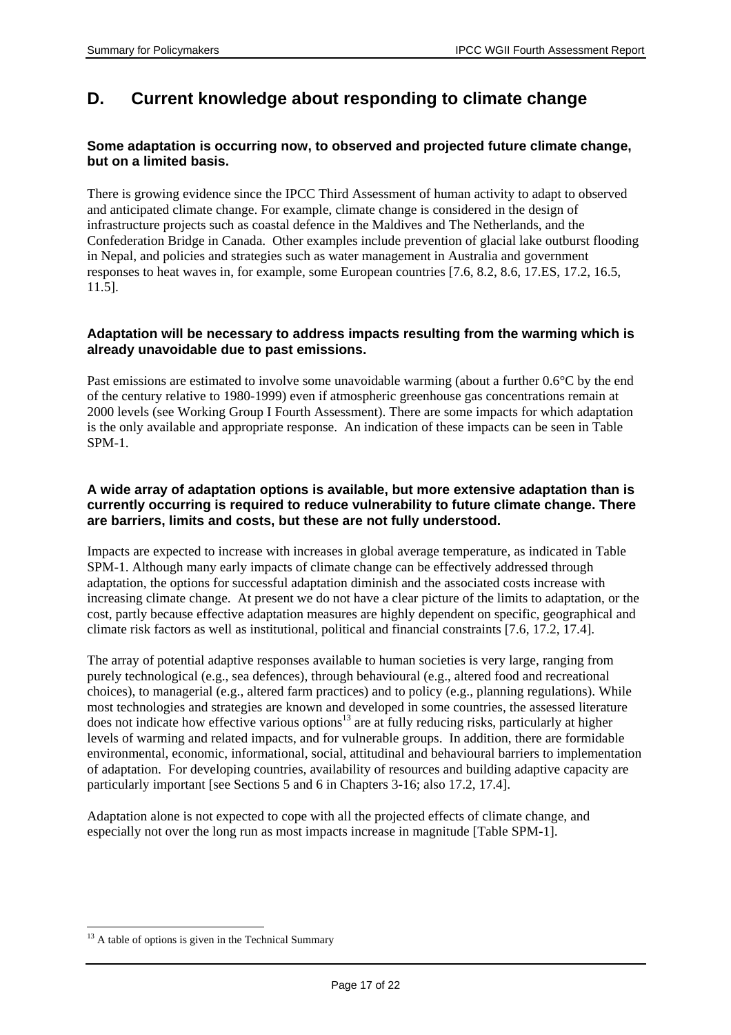## D. Current knowledge about responding to climate change

**Some adaptation is occurring now, to observed and projected future climate change, but on a limited basis.**

There is growing evidence since the IPCC Third Assessment of human activity to adapt to observed and anticipated climate change. For example, climate change is considered in the design of infrastructure projects such as coastal defence in the Maldives and The Netherlands, and the Confederation Bridge in Canada. Other examples include prevention of glacial lake outburst flooding in Nepal, and policies and strategies such as water management in Australia and government responses to heat waves in, for example, some European countries [7.6, 8.2, 8.6, 17.ES, 17.2, 16.5, 11.5].

**Adaptation will be necessary to address impacts resulting from the warming which is already unavoidable due to past emissions.**

Past emissions are estimated to involve some unavoidable warming (about a further 0.6°C by the end of the century relative to 1980-1999) even if atmospheric greenhouse gas concentrations remain at 2000 levels (see Working Group I Fourth Assessment). There are some impacts for which adaptation is the only available and appropriate response. An indication of these impacts can be seen in Table SPM-1.

**A wide array of adaptation options is available, but more extensive adaptation than is currently occurring is required to reduce vulnerability to future climate change. There are barriers, limits and costs, but these are not fully understood.**

Impacts are expected to increase with increases in global average temperature, as indicated in Table SPM-1. Although many early impacts of climate change can be effectively addressed through adaptation, the options for successful adaptation diminish and the associated costs increase with increasing climate change. At present we do not have a clear picture of the limits to adaptation, or the cost, partly because effective adaptation measures are highly dependent on specific, geographical and climate risk factors as well as institutional, political and financial constraints [7.6, 17.2, 17.4].

The array of potential adaptive responses available to human societies is very large, ranging from purely technological (e.g., sea defences), through behavioural (e.g., altered food and recreational choices), to managerial (e.g., altered farm practices) and to policy (e.g., planning regulations). While most technologies and strategies are known and developed in some countries, the assessed literature does not indicate how effective various options[13] are at fully reducing risks, particularly at higher levels of warming and related impacts, and for vulnerable groups. In addition, there are formidable environmental, economic, informational, social, attitudinal and behavioural barriers to implementation of adaptation. For developing countries, availability of resources and building adaptive capacity are particularly important [see Sections 5 and 6 in Chapters 3-16; also 17.2, 17.4].

Adaptation alone is not expected to cope with all the projected effects of climate change, and especially not over the long run as most impacts increase in magnitude [Table SPM-1].

---

[13] A table of options is given in the Technical Summary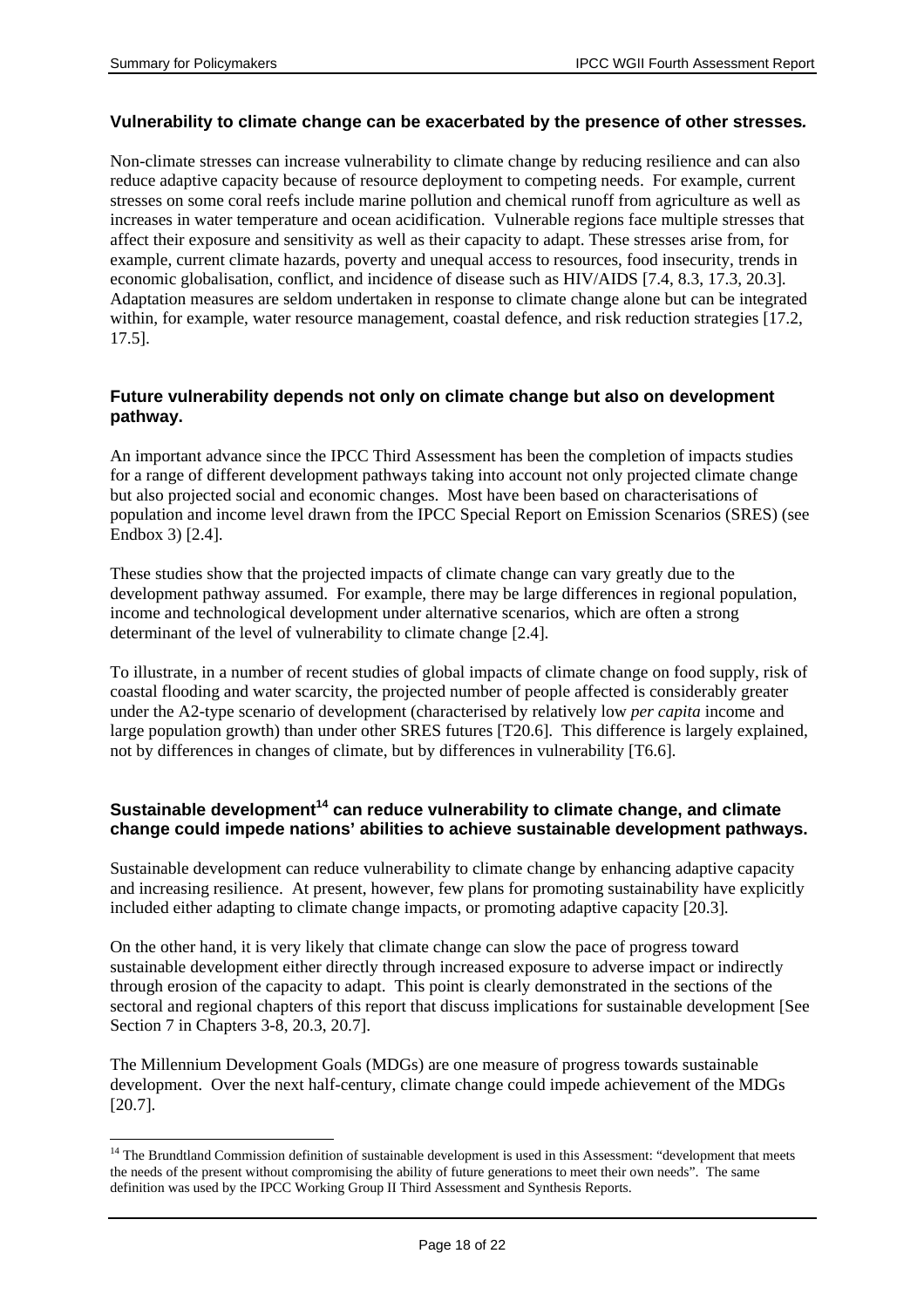**Vulnerability to climate change can be exacerbated by the presence of other stresses.**

Non-climate stresses can increase vulnerability to climate change by reducing resilience and can also reduce adaptive capacity because of resource deployment to competing needs. For example, current stresses on some coral reefs include marine pollution and chemical runoff from agriculture as well as increases in water temperature and ocean acidification. Vulnerable regions face multiple stresses that affect their exposure and sensitivity as well as their capacity to adapt. These stresses arise from, for example, current climate hazards, poverty and unequal access to resources, food insecurity, trends in economic globalisation, conflict, and incidence of disease such as HIV/AIDS [7.4, 8.3, 17.3, 20.3]. Adaptation measures are seldom undertaken in response to climate change alone but can be integrated within, for example, water resource management, coastal defence, and risk reduction strategies [17.2, 17.5].

**Future vulnerability depends not only on climate change but also on development pathway.**

An important advance since the IPCC Third Assessment has been the completion of impacts studies for a range of different development pathways taking into account not only projected climate change but also projected social and economic changes. Most have been based on characterisations of population and income level drawn from the IPCC Special Report on Emission Scenarios (SRES) (see Endbox 3) [2.4].

These studies show that the projected impacts of climate change can vary greatly due to the development pathway assumed. For example, there may be large differences in regional population, income and technological development under alternative scenarios, which are often a strong determinant of the level of vulnerability to climate change [2.4].

To illustrate, in a number of recent studies of global impacts of climate change on food supply, risk of coastal flooding and water scarcity, the projected number of people affected is considerably greater under the A2-type scenario of development (characterised by relatively low *per capita* income and large population growth) than under other SRES futures [T20.6]. This difference is largely explained, not by differences in changes of climate, but by differences in vulnerability [T6.6].

**Sustainable development[14] can reduce vulnerability to climate change, and climate change could impede nations' abilities to achieve sustainable development pathways.**

Sustainable development can reduce vulnerability to climate change by enhancing adaptive capacity and increasing resilience. At present, however, few plans for promoting sustainability have explicitly included either adapting to climate change impacts, or promoting adaptive capacity [20.3].

On the other hand, it is very likely that climate change can slow the pace of progress toward sustainable development either directly through increased exposure to adverse impact or indirectly through erosion of the capacity to adapt. This point is clearly demonstrated in the sections of the sectoral and regional chapters of this report that discuss implications for sustainable development [See Section 7 in Chapters 3-8, 20.3, 20.7].

The Millennium Development Goals (MDGs) are one measure of progress towards sustainable development. Over the next half-century, climate change could impede achievement of the MDGs [20.7].

[14] The Brundtland Commission definition of sustainable development is used in this Assessment: "development that meets the needs of the present without compromising the ability of future generations to meet their own needs". The same definition was used by the IPCC Working Group II Third Assessment and Synthesis Reports.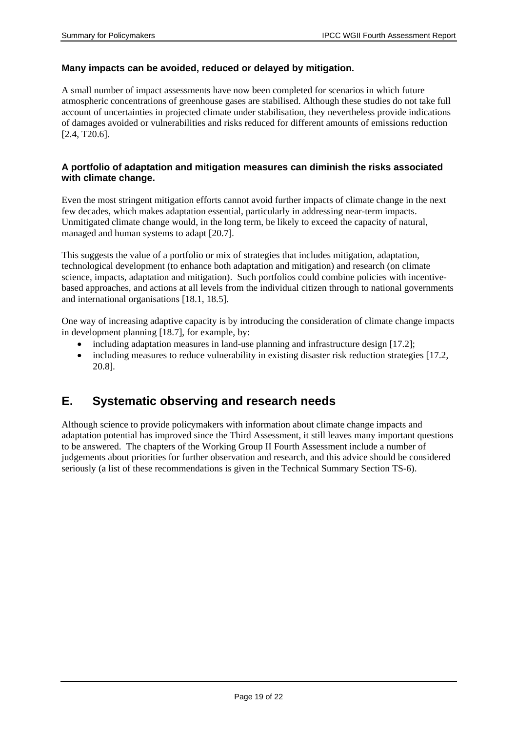**Many impacts can be avoided, reduced or delayed by mitigation.**

A small number of impact assessments have now been completed for scenarios in which future atmospheric concentrations of greenhouse gases are stabilised. Although these studies do not take full account of uncertainties in projected climate under stabilisation, they nevertheless provide indications of damages avoided or vulnerabilities and risks reduced for different amounts of emissions reduction [2.4, T20.6].

**A portfolio of adaptation and mitigation measures can diminish the risks associated with climate change.**

Even the most stringent mitigation efforts cannot avoid further impacts of climate change in the next few decades, which makes adaptation essential, particularly in addressing near-term impacts. Unmitigated climate change would, in the long term, be likely to exceed the capacity of natural, managed and human systems to adapt [20.7].

This suggests the value of a portfolio or mix of strategies that includes mitigation, adaptation, technological development (to enhance both adaptation and mitigation) and research (on climate science, impacts, adaptation and mitigation). Such portfolios could combine policies with incentive-based approaches, and actions at all levels from the individual citizen through to national governments and international organisations [18.1, 18.5].

One way of increasing adaptive capacity is by introducing the consideration of climate change impacts in development planning [18.7], for example, by:

- including adaptation measures in land-use planning and infrastructure design [17.2];
- including measures to reduce vulnerability in existing disaster risk reduction strategies [17.2, 20.8].

## E. Systematic observing and research needs

Although science to provide policymakers with information about climate change impacts and adaptation potential has improved since the Third Assessment, it still leaves many important questions to be answered. The chapters of the Working Group II Fourth Assessment include a number of judgements about priorities for further observation and research, and this advice should be considered seriously (a list of these recommendations is given in the Technical Summary Section TS-6).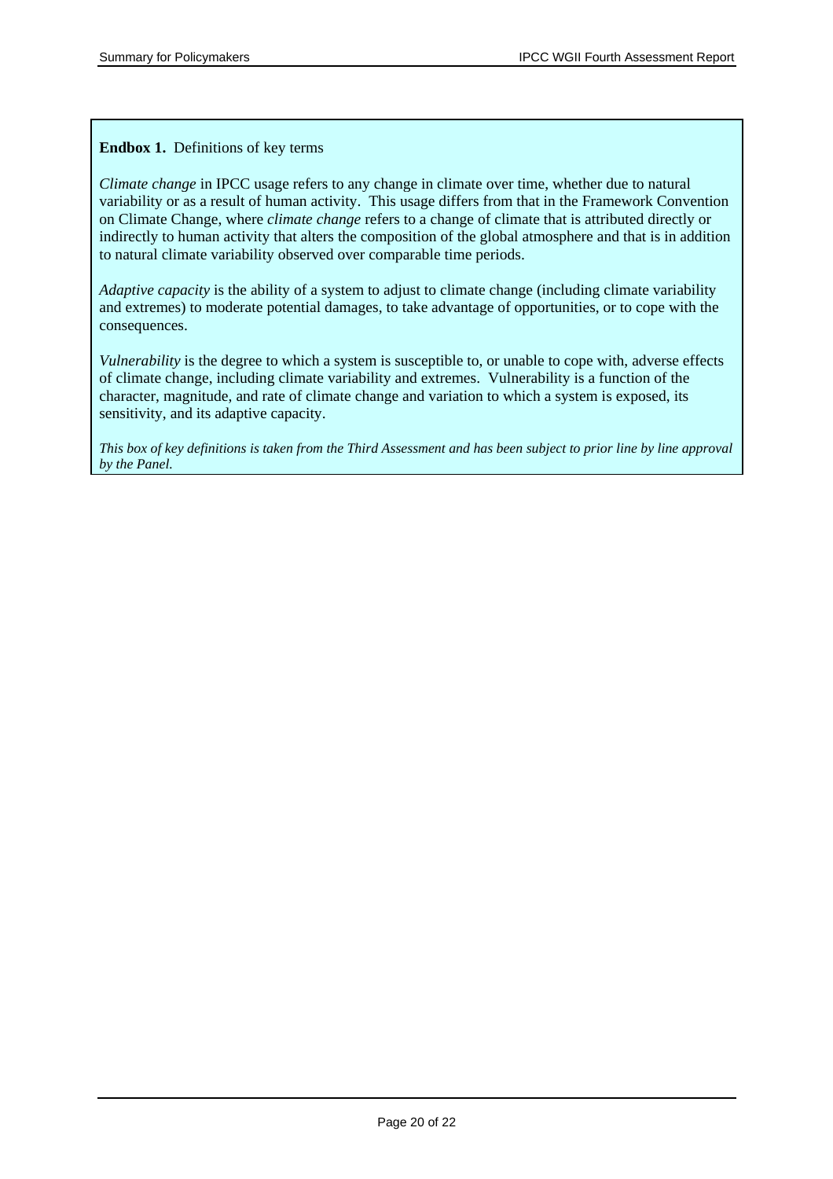**Endbox 1.** Definitions of key terms

*Climate change* in IPCC usage refers to any change in climate over time, whether due to natural variability or as a result of human activity. This usage differs from that in the Framework Convention on Climate Change, where *climate change* refers to a change of climate that is attributed directly or indirectly to human activity that alters the composition of the global atmosphere and that is in addition to natural climate variability observed over comparable time periods.

*Adaptive capacity* is the ability of a system to adjust to climate change (including climate variability and extremes) to moderate potential damages, to take advantage of opportunities, or to cope with the consequences.

*Vulnerability* is the degree to which a system is susceptible to, or unable to cope with, adverse effects of climate change, including climate variability and extremes. Vulnerability is a function of the character, magnitude, and rate of climate change and variation to which a system is exposed, its sensitivity, and its adaptive capacity.

*This box of key definitions is taken from the Third Assessment and has been subject to prior line by line approval by the Panel.*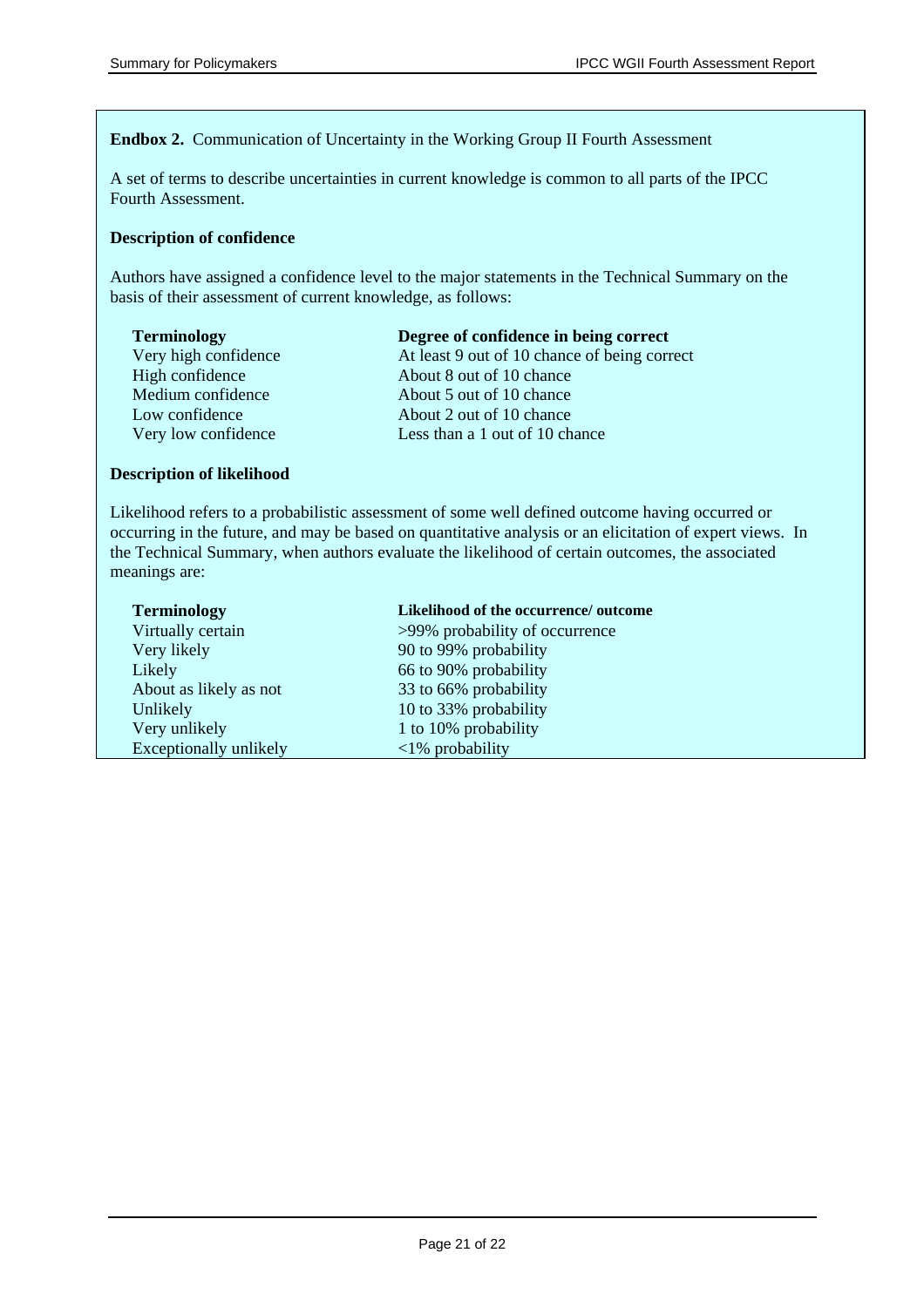**Endbox 2.** Communication of Uncertainty in the Working Group II Fourth Assessment

A set of terms to describe uncertainties in current knowledge is common to all parts of the IPCC Fourth Assessment.

**Description of confidence**

Authors have assigned a confidence level to the major statements in the Technical Summary on the basis of their assessment of current knowledge, as follows:

| Terminology | Degree of confidence in being correct |
|---|---|
| Very high confidence | At least 9 out of 10 chance of being correct |
| High confidence | About 8 out of 10 chance |
| Medium confidence | About 5 out of 10 chance |
| Low confidence | About 2 out of 10 chance |
| Very low confidence | Less than a 1 out of 10 chance |

**Description of likelihood**

Likelihood refers to a probabilistic assessment of some well defined outcome having occurred or occurring in the future, and may be based on quantitative analysis or an elicitation of expert views. In the Technical Summary, when authors evaluate the likelihood of certain outcomes, the associated meanings are:

| Terminology | Likelihood of the occurrence/ outcome |
|---|---|
| Virtually certain | >99% probability of occurrence |
| Very likely | 90 to 99% probability |
| Likely | 66 to 90% probability |
| About as likely as not | 33 to 66% probability |
| Unlikely | 10 to 33% probability |
| Very unlikely | 1 to 10% probability |
| Exceptionally unlikely | <1% probability |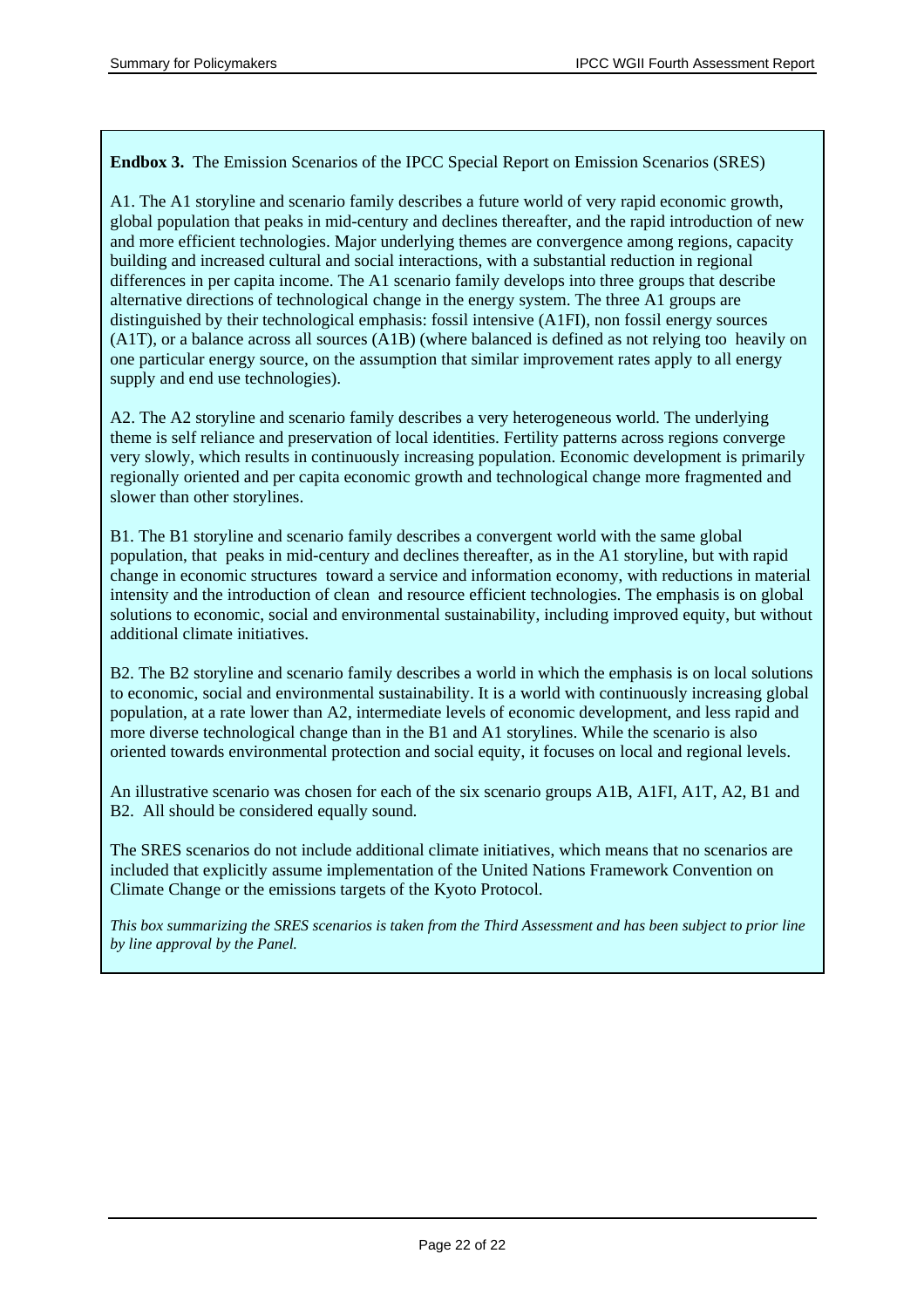**Endbox 3.** The Emission Scenarios of the IPCC Special Report on Emission Scenarios (SRES)

A1. The A1 storyline and scenario family describes a future world of very rapid economic growth, global population that peaks in mid-century and declines thereafter, and the rapid introduction of new and more efficient technologies. Major underlying themes are convergence among regions, capacity building and increased cultural and social interactions, with a substantial reduction in regional differences in per capita income. The A1 scenario family develops into three groups that describe alternative directions of technological change in the energy system. The three A1 groups are distinguished by their technological emphasis: fossil intensive (A1FI), non fossil energy sources (A1T), or a balance across all sources (A1B) (where balanced is defined as not relying too heavily on one particular energy source, on the assumption that similar improvement rates apply to all energy supply and end use technologies).

A2. The A2 storyline and scenario family describes a very heterogeneous world. The underlying theme is self reliance and preservation of local identities. Fertility patterns across regions converge very slowly, which results in continuously increasing population. Economic development is primarily regionally oriented and per capita economic growth and technological change more fragmented and slower than other storylines.

B1. The B1 storyline and scenario family describes a convergent world with the same global population, that peaks in mid-century and declines thereafter, as in the A1 storyline, but with rapid change in economic structures toward a service and information economy, with reductions in material intensity and the introduction of clean and resource efficient technologies. The emphasis is on global solutions to economic, social and environmental sustainability, including improved equity, but without additional climate initiatives.

B2. The B2 storyline and scenario family describes a world in which the emphasis is on local solutions to economic, social and environmental sustainability. It is a world with continuously increasing global population, at a rate lower than A2, intermediate levels of economic development, and less rapid and more diverse technological change than in the B1 and A1 storylines. While the scenario is also oriented towards environmental protection and social equity, it focuses on local and regional levels.

An illustrative scenario was chosen for each of the six scenario groups A1B, A1FI, A1T, A2, B1 and B2. All should be considered equally sound.

The SRES scenarios do not include additional climate initiatives, which means that no scenarios are included that explicitly assume implementation of the United Nations Framework Convention on Climate Change or the emissions targets of the Kyoto Protocol.

*This box summarizing the SRES scenarios is taken from the Third Assessment and has been subject to prior line by line approval by the Panel.*